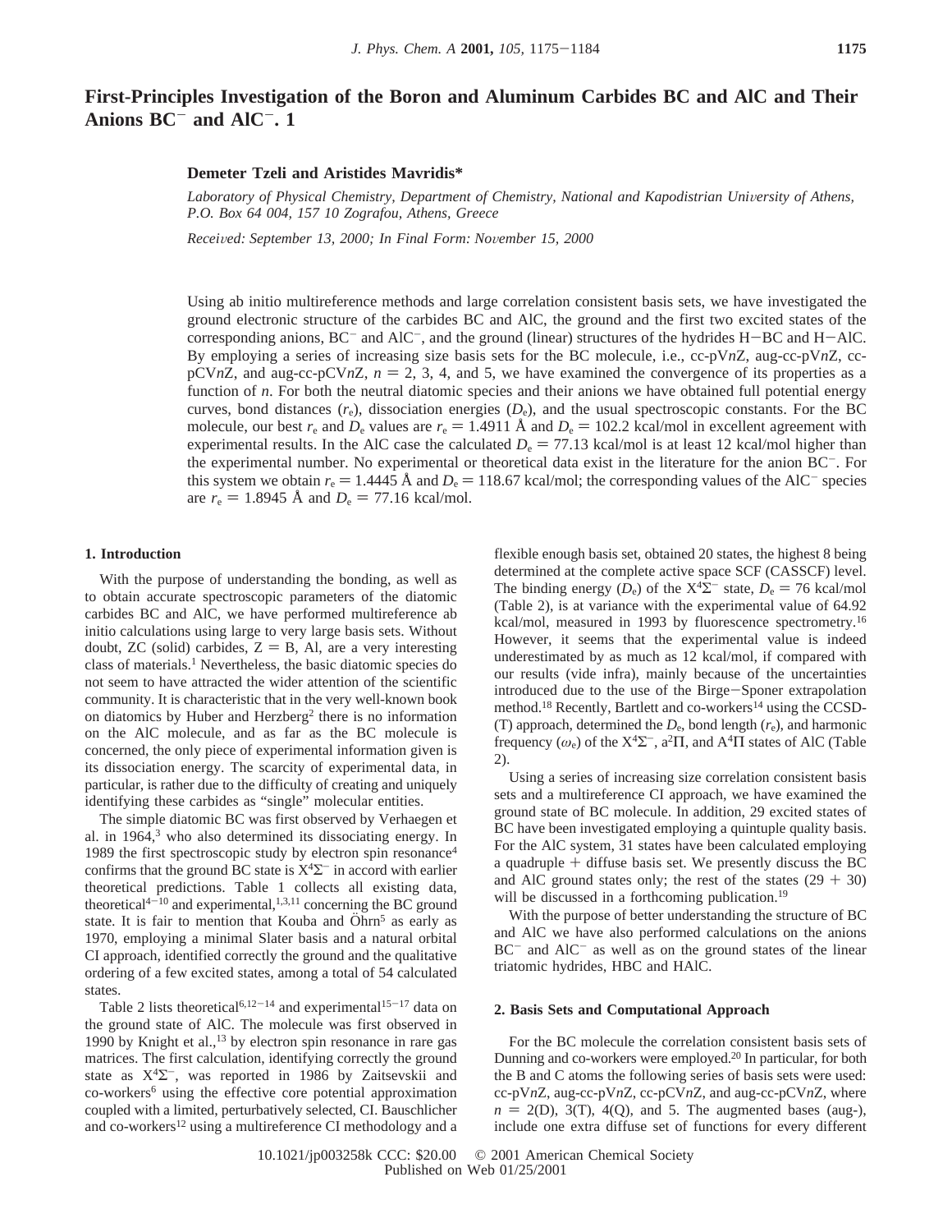# First-Principles Investigation of the Boron and Aluminum Carbides BC and AlC and Their Anions $BC^-$ and $AlC^-$. 1

**Demeter Tzeli and Aristides Mavridis***

*Laboratory of Physical Chemistry, Department of Chemistry, National and Kapodistrian University of Athens, P.O. Box 64 004, 157 10 Zografou, Athens, Greece*

*Received: September 13, 2000; In Final Form: November 15, 2000*

Using ab initio multireference methods and large correlation consistent basis sets, we have investigated the ground electronic structure of the carbides BC and AlC, the ground and the first two excited states of the corresponding anions, $BC^-$ and $AlC^-$, and the ground (linear) structures of the hydrides H−BC and H−AlC. By employing a series of increasing size basis sets for the BC molecule, i.e., cc-pV*n*Z, aug-cc-pV*n*Z, cc-pCV*n*Z, and aug-cc-pCV*n*Z, $n = 2$, 3, 4, and 5, we have examined the convergence of its properties as a function of *n*. For both the neutral diatomic species and their anions we have obtained full potential energy curves, bond distances ($r_e$), dissociation energies ($D_e$), and the usual spectroscopic constants. For the BC molecule, our best $r_e$ and $D_e$ values are $r_e = 1.4911$ Å and $D_e = 102.2$ kcal/mol in excellent agreement with experimental results. In the AlC case the calculated $D_e = 77.13$ kcal/mol is at least 12 kcal/mol higher than the experimental number. No experimental or theoretical data exist in the literature for the anion $BC^-$. For this system we obtain $r_e = 1.4445$ Å and $D_e = 118.67$ kcal/mol; the corresponding values of the $AlC^-$ species are $r_e = 1.8945$ Å and $D_e = 77.16$ kcal/mol.

## 1. Introduction

With the purpose of understanding the bonding, as well as to obtain accurate spectroscopic parameters of the diatomic carbides BC and AlC, we have performed multireference ab initio calculations using large to very large basis sets. Without doubt, ZC (solid) carbides, Z = B, Al, are a very interesting class of materials.[1] Nevertheless, the basic diatomic species do not seem to have attracted the wider attention of the scientific community. It is characteristic that in the very well-known book on diatomics by Huber and Herzberg[2] there is no information on the AlC molecule, and as far as the BC molecule is concerned, the only piece of experimental information given is its dissociation energy. The scarcity of experimental data, in particular, is rather due to the difficulty of creating and uniquely identifying these carbides as "single" molecular entities.

The simple diatomic BC was first observed by Verhaegen et al. in 1964,[3] who also determined its dissociating energy. In 1989 the first spectroscopic study by electron spin resonance[4] confirms that the ground BC state is $X^4\Sigma^-$ in accord with earlier theoretical predictions. Table 1 collects all existing data, theoretical[4−10] and experimental,[1,3,11] concerning the BC ground state. It is fair to mention that Kouba and Öhrn[5] as early as 1970, employing a minimal Slater basis and a natural orbital CI approach, identified correctly the ground and the qualitative ordering of a few excited states, among a total of 54 calculated states.

Table 2 lists theoretical[6,12−14] and experimental[15−17] data on the ground state of AlC. The molecule was first observed in 1990 by Knight et al.,[13] by electron spin resonance in rare gas matrices. The first calculation, identifying correctly the ground state as $X^4\Sigma^-$, was reported in 1986 by Zaitsevskii and co-workers[6] using the effective core potential approximation coupled with a limited, perturbatively selected, CI. Bauschlicher and co-workers[12] using a multireference CI methodology and a flexible enough basis set, obtained 20 states, the highest 8 being determined at the complete active space SCF (CASSCF) level. The binding energy ($D_e$) of the $X^4\Sigma^-$ state, $D_e = 76$ kcal/mol (Table 2), is at variance with the experimental value of 64.92 kcal/mol, measured in 1993 by fluorescence spectrometry.[16] However, it seems that the experimental value is indeed underestimated by as much as 12 kcal/mol, if compared with our results (vide infra), mainly because of the uncertainties introduced due to the use of the Birge−Sponer extrapolation method.[18] Recently, Bartlett and co-workers[14] using the CCSD(T) approach, determined the $D_e$, bond length ($r_e$), and harmonic frequency ($\omega_e$) of the $X^4\Sigma^-$, $a^2\Pi$, and $A^4\Pi$ states of AlC (Table 2).

Using a series of increasing size correlation consistent basis sets and a multireference CI approach, we have examined the ground state of BC molecule. In addition, 29 excited states of BC have been investigated employing a quintuple quality basis. For the AlC system, 31 states have been calculated employing a quadruple + diffuse basis set. We presently discuss the BC and AlC ground states only; the rest of the states (29 + 30) will be discussed in a forthcoming publication.[19]

With the purpose of better understanding the structure of BC and AlC we have also performed calculations on the anions $BC^-$ and $AlC^-$ as well as on the ground states of the linear triatomic hydrides, HBC and HAlC.

## 2. Basis Sets and Computational Approach

For the BC molecule the correlation consistent basis sets of Dunning and co-workers were employed.[20] In particular, for both the B and C atoms the following series of basis sets were used: cc-pV*n*Z, aug-cc-pV*n*Z, cc-pCV*n*Z, and aug-cc-pCV*n*Z, where $n = 2$(D), 3(T), 4(Q), and 5. The augmented bases (aug-), include one extra diffuse set of functions for every different

10.1021/jp003258k CCC: $20.00 © 2001 American Chemical Society
Published on Web 01/25/2001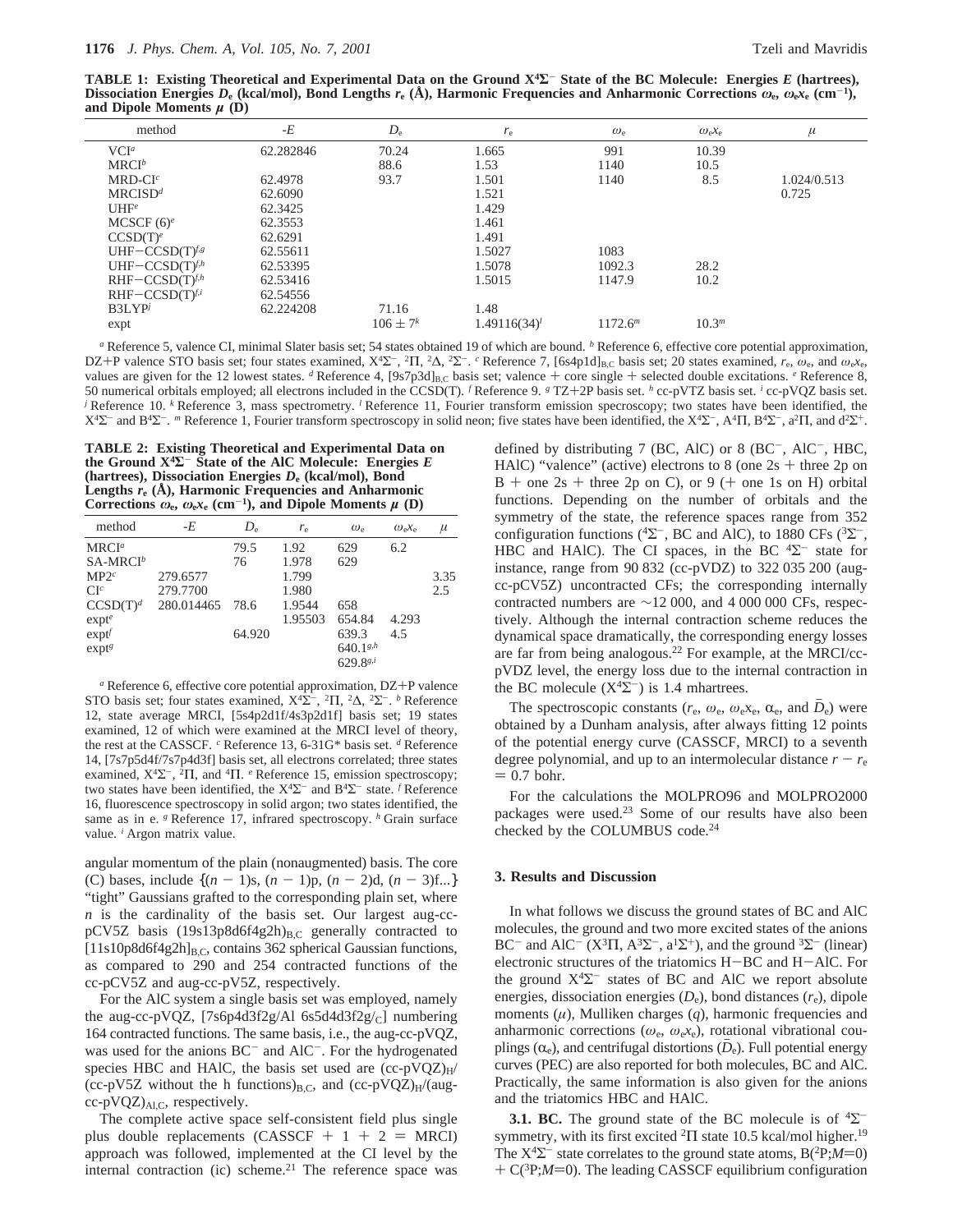**TABLE 1: Existing Theoretical and Experimental Data on the Ground $X^4\Sigma^-$ State of the BC Molecule: Energies $E$ (hartrees), Dissociation Energies $D_e$ (kcal/mol), Bond Lengths $r_e$ (Å), Harmonic Frequencies and Anharmonic Corrections $\omega_e$, $\omega_e x_e$ (cm$^{-1}$), and Dipole Moments $\mu$ (D)**

| method | $-E$ | $D_e$ | $r_e$ | $\omega_e$ | $\omega_e x_e$ | $\mu$ |
|---|---|---|---|---|---|---|
| VCI[a] | 62.282846 | 70.24 | 1.665 | 991 | 10.39 | |
| MRCI[b] | | 88.6 | 1.53 | 1140 | 10.5 | |
| MRD-CI[c] | 62.4978 | 93.7 | 1.501 | 1140 | 8.5 | 1.024/0.513 |
| MRCISD[d] | 62.6090 | | 1.521 | | | 0.725 |
| UHF[e] | 62.3425 | | 1.429 | | | |
| MCSCF (6)[e] | 62.3553 | | 1.461 | | | |
| CCSD(T)[e] | 62.6291 | | 1.491 | | | |
| UHF−CCSD(T)[f,g] | 62.55611 | | 1.5027 | 1083 | | |
| UHF−CCSD(T)[f,h] | 62.53395 | | 1.5078 | 1092.3 | 28.2 | |
| RHF−CCSD(T)[f,h] | 62.53416 | | 1.5015 | 1147.9 | 10.2 | |
| RHF−CCSD(T)[f,i] | 62.54556 | | | | | |
| B3LYP[j] | 62.224208 | 71.16 | 1.48 | | | |
| expt | | $106 \pm 7$[k] | 1.49116(34)[l] | 1172.6[m] | 10.3[m] | |

[a] Reference 5, valence CI, minimal Slater basis set; 54 states obtained 19 of which are bound. [b] Reference 6, effective core potential approximation, DZ+P valence STO basis set; four states examined, $X^4\Sigma^-$, $^2\Pi$, $^2\Delta$, $^2\Sigma^-$. [c] Reference 7, $[6s4p1d]_{B,C}$ basis set; 20 states examined, $r_e$, $\omega_e$, and $\omega_e x_e$ values are given for the 12 lowest states. [d] Reference 4, $[9s7p3d]_{B,C}$ basis set; valence + core single + selected double excitations. [e] Reference 8, 50 numerical orbitals employed; all electrons included in the CCSD(T). [f] Reference 9. [g] TZ+2P basis set. [h] cc-pVTZ basis set. [i] cc-pVQZ basis set. [j] Reference 10. [k] Reference 3, mass spectrometry. [l] Reference 11, Fourier transform emission spectroscopy; two states have been identified, the $X^4\Sigma^-$ and $B^4\Sigma^-$. [m] Reference 1, Fourier transform spectroscopy in solid neon; five states have been identified, the $X^4\Sigma^-$, $A^4\Pi$, $B^4\Sigma^-$, $a^2\Pi$, and $d^2\Sigma^+$.

**TABLE 2: Existing Theoretical and Experimental Data on the Ground $X^4\Sigma^-$ State of the AlC Molecule: Energies $E$ (hartrees), Dissociation Energies $D_e$ (kcal/mol), Bond Lengths $r_e$ (Å), Harmonic Frequencies and Anharmonic Corrections $\omega_e$, $\omega_e x_e$ (cm$^{-1}$), and Dipole Moments $\mu$ (D)**

| method | $-E$ | $D_e$ | $r_e$ | $\omega_e$ | $\omega_e x_e$ | $\mu$ |
|---|---|---|---|---|---|---|
| MRCI[a] | | 79.5 | 1.92 | 629 | 6.2 | |
| SA-MRCI[b] | | 76 | 1.978 | 629 | | |
| MP2[c] | 279.6577 | | 1.799 | | | 3.35 |
| CI[c] | 279.7700 | | 1.980 | | | 2.5 |
| CCSD(T)[d] | 280.014465 | 78.6 | 1.9544 | 658 | | |
| expt[e] | | | 1.95503 | 654.84 | 4.293 | |
| expt[f] | | 64.920 | | 639.3 | 4.5 | |
| expt[g] | | | | 640.1[g,h] | | |
| | | | | 629.8[g,i] | | |

[a] Reference 6, effective core potential approximation, DZ+P valence STO basis set; four states examined, $X^4\Sigma^-$, $^2\Pi$, $^2\Delta$, $^2\Sigma^-$. [b] Reference 12, state average MRCI, [5s4p2d1f/4s3p2d1f] basis set; 19 states examined, 12 of which were examined at the MRCI level of theory, the rest at the CASSCF. [c] Reference 13, 6-31G* basis set. [d] Reference 14, [7s7p5d4f/7s7p4d3f] basis set, all electrons correlated; three states examined, $X^4\Sigma^-$, $^2\Pi$, and $^4\Pi$. [e] Reference 15, emission spectroscopy; two states have been identified, the $X^4\Sigma^-$ and $B^4\Sigma^-$ state. [f] Reference 16, fluorescence spectroscopy in solid argon; two states identified, the same as in e. [g] Reference 17, infrared spectroscopy. [h] Grain surface value. [i] Argon matrix value.

angular momentum of the plain (nonaugmented) basis. The core (C) bases, include $\{(n-1)s, (n-1)p, (n-2)d, (n-3)f...\}$ "tight" Gaussians grafted to the corresponding plain set, where $n$ is the cardinality of the basis set. Our largest aug-cc-pCV5Z basis $(19s13p8d6f4g2h)_{B,C}$ generally contracted to $[11s10p8d6f4g2h]_{B,C}$, contains 362 spherical Gaussian functions, as compared to 290 and 254 contracted functions of the cc-pCV5Z and aug-cc-pV5Z, respectively.

For the AlC system a single basis set was employed, namely the aug-cc-pVQZ, $[7s6p4d3f2g/Al\ 6s5d4d3f2g/_C]$ numbering 164 contracted functions. The same basis, i.e., the aug-cc-pVQZ, was used for the anions $BC^-$ and $AlC^-$. For the hydrogenated species HBC and HAlC, the basis set used are $(cc\text{-}pVQZ)_H$/(cc-pV5Z without the h functions)$_{B,C}$, and $(cc\text{-}pVQZ)_H$/(aug-cc-pVQZ)$_{Al,C}$, respectively.

The complete active space self-consistent field plus single plus double replacements (CASSCF + 1 + 2 = MRCI) approach was followed, implemented at the CI level by the internal contraction (ic) scheme.[21] The reference space was defined by distributing 7 (BC, AlC) or 8 ($BC^-$, $AlC^-$, HBC, HAlC) "valence" (active) electrons to 8 (one 2s + three 2p on B + one 2s + three 2p on C), or 9 (+ one 1s on H) orbital functions. Depending on the number of orbitals and the symmetry of the state, the reference spaces range from 352 configuration functions ($^4\Sigma^-$, BC and AlC), to 1880 CFs ($^3\Sigma^-$, HBC and HAlC). The CI spaces, in the BC $^4\Sigma^-$ state for instance, range from 90 832 (cc-pVDZ) to 322 035 200 (aug-cc-pCV5Z) uncontracted CFs; the corresponding internally contracted numbers are ~12 000, and 4 000 000 CFs, respectively. Although the internal contraction scheme reduces the dynamical space dramatically, the corresponding energy losses are far from being analogous.[22] For example, at the MRCI/cc-pVDZ level, the energy loss due to the internal contraction in the BC molecule ($X^4\Sigma^-$) is 1.4 mhartrees.

The spectroscopic constants ($r_e$, $\omega_e$, $\omega_e x_e$, $\alpha_e$, and $\bar{D}_e$) were obtained by a Dunham analysis, after always fitting 12 points of the potential energy curve (CASSCF, MRCI) to a seventh degree polynomial, and up to an intermolecular distance $r - r_e = 0.7$ bohr.

For the calculations the MOLPRO96 and MOLPRO2000 packages were used.[23] Some of our results have also been checked by the COLUMBUS code.[24]

## 3. Results and Discussion

In what follows we discuss the ground states of BC and AlC molecules, the ground and two more excited states of the anions $BC^-$ and $AlC^-$ ($X^3\Pi$, $A^3\Sigma^-$, $a^1\Sigma^+$), and the ground $^3\Sigma^-$ (linear) electronic structures of the triatomics H−BC and H−AlC. For the ground $X^4\Sigma^-$ states of BC and AlC we report absolute energies, dissociation energies ($D_e$), bond distances ($r_e$), dipole moments ($\mu$), Mulliken charges ($q$), harmonic frequencies and anharmonic corrections ($\omega_e$, $\omega_e x_e$), rotational vibrational couplings ($\alpha_e$), and centrifugal distortions ($\bar{D}_e$). Full potential energy curves (PEC) are also reported for both molecules, BC and AlC. Practically, the same information is also given for the anions and the triatomics HBC and HAlC.

**3.1. BC.** The ground state of the BC molecule is of $^4\Sigma^-$ symmetry, with its first excited $^2\Pi$ state 10.5 kcal/mol higher.[19] The $X^4\Sigma^-$ state correlates to the ground state atoms, $B(^2P;M=0) + C(^3P;M=0)$. The leading CASSCF equilibrium configuration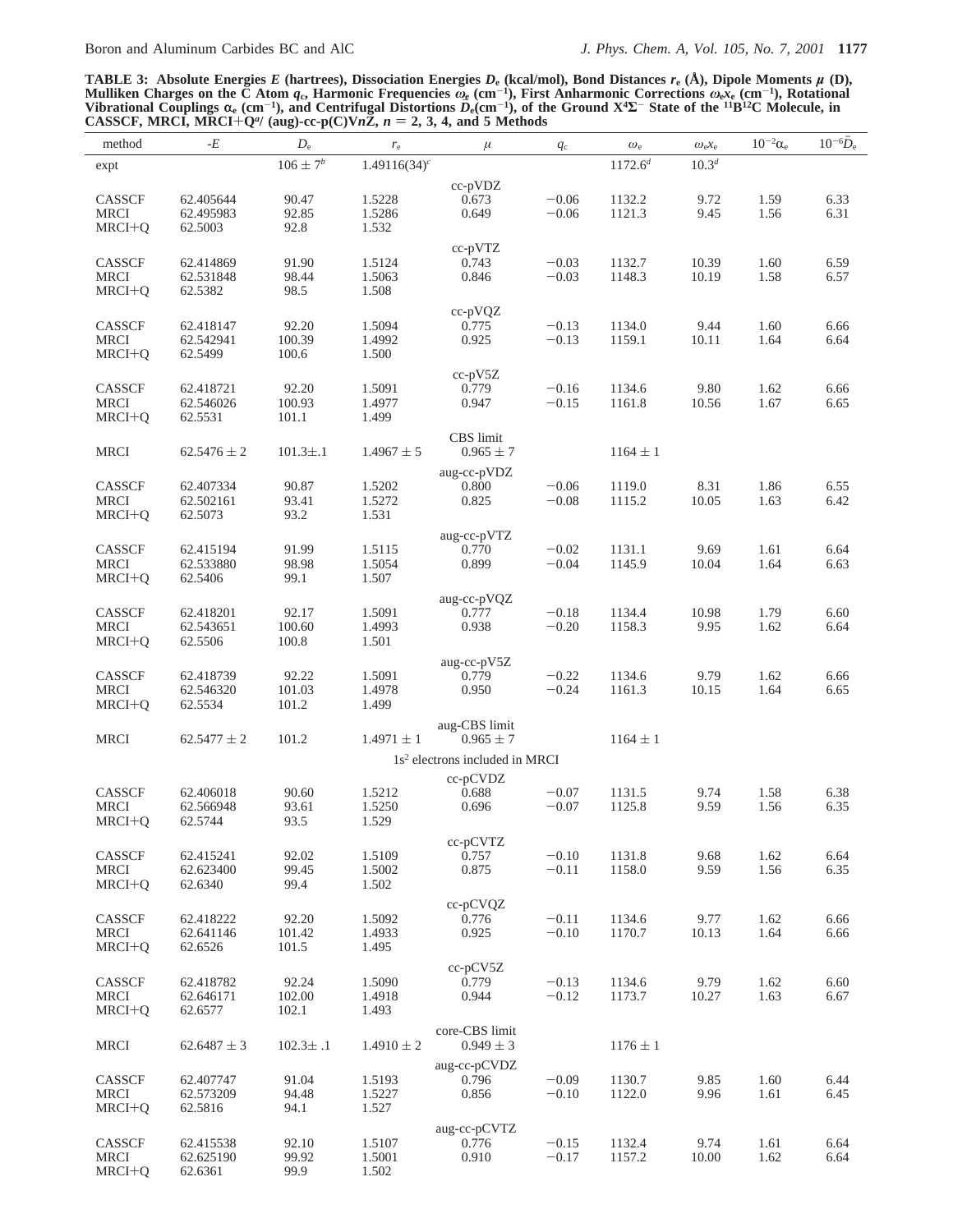**TABLE 3: Absolute Energies $E$ (hartrees), Dissociation Energies $D_e$ (kcal/mol), Bond Distances $r_e$ (Å), Dipole Moments $\mu$ (D), Mulliken Charges on the C Atom $q_c$, Harmonic Frequencies $\omega_e$ (cm$^{-1}$), First Anharmonic Corrections $\omega_e x_e$ (cm$^{-1}$), Rotational Vibrational Couplings $\alpha_e$ (cm$^{-1}$), and Centrifugal Distortions $\bar{D}_e$(cm$^{-1}$), of the Ground X$^4\Sigma^-$ State of the $^{11}$B$^{12}$C Molecule, in CASSCF, MRCI, MRCI+Q$^a$/ (aug)-cc-p(C)V$n$Z, $n$ = 2, 3, 4, and 5 Methods**

| method | $-E$ | $D_e$ | $r_e$ | $\mu$ | $q_c$ | $\omega_e$ | $\omega_e x_e$ | $10^{-2}\alpha_e$ | $10^{-6}\bar{D}_e$ |
|---|---|---|---|---|---|---|---|---|---|
| expt | | 106 ± 7[b] | 1.49116(34)[c] | | | 1172.6[d] | 10.3[d] | | |
| | | | | cc-pVDZ | | | | | |
| CASSCF | 62.405644 | 90.47 | 1.5228 | 0.673 | −0.06 | 1132.2 | 9.72 | 1.59 | 6.33 |
| MRCI | 62.495983 | 92.85 | 1.5286 | 0.649 | −0.06 | 1121.3 | 9.45 | 1.56 | 6.31 |
| MRCI+Q | 62.5003 | 92.8 | 1.532 | | | | | | |
| | | | | cc-pVTZ | | | | | |
| CASSCF | 62.414869 | 91.90 | 1.5124 | 0.743 | −0.03 | 1132.7 | 10.39 | 1.60 | 6.59 |
| MRCI | 62.531848 | 98.44 | 1.5063 | 0.846 | −0.03 | 1148.3 | 10.19 | 1.58 | 6.57 |
| MRCI+Q | 62.5382 | 98.5 | 1.508 | | | | | | |
| | | | | cc-pVQZ | | | | | |
| CASSCF | 62.418147 | 92.20 | 1.5094 | 0.775 | −0.13 | 1134.0 | 9.44 | 1.60 | 6.66 |
| MRCI | 62.542941 | 100.39 | 1.4992 | 0.925 | −0.13 | 1159.1 | 10.11 | 1.64 | 6.64 |
| MRCI+Q | 62.5499 | 100.6 | 1.500 | | | | | | |
| | | | | cc-pV5Z | | | | | |
| CASSCF | 62.418721 | 92.20 | 1.5091 | 0.779 | −0.16 | 1134.6 | 9.80 | 1.62 | 6.66 |
| MRCI | 62.546026 | 100.93 | 1.4977 | 0.947 | −0.15 | 1161.8 | 10.56 | 1.67 | 6.65 |
| MRCI+Q | 62.5531 | 101.1 | 1.499 | | | | | | |
| | | | | CBS limit | | | | | |
| MRCI | 62.5476 ± 2 | 101.3±.1 | 1.4967 ± 5 | 0.965 ± 7 | | 1164 ± 1 | | | |
| | | | | aug-cc-pVDZ | | | | | |
| CASSCF | 62.407334 | 90.87 | 1.5202 | 0.800 | −0.06 | 1119.0 | 8.31 | 1.86 | 6.55 |
| MRCI | 62.502161 | 93.41 | 1.5272 | 0.825 | −0.08 | 1115.2 | 10.05 | 1.63 | 6.42 |
| MRCI+Q | 62.5073 | 93.2 | 1.531 | | | | | | |
| | | | | aug-cc-pVTZ | | | | | |
| CASSCF | 62.415194 | 91.99 | 1.5115 | 0.770 | −0.02 | 1131.1 | 9.69 | 1.61 | 6.64 |
| MRCI | 62.533880 | 98.98 | 1.5054 | 0.899 | −0.04 | 1145.9 | 10.04 | 1.64 | 6.63 |
| MRCI+Q | 62.5406 | 99.1 | 1.507 | | | | | | |
| | | | | aug-cc-pVQZ | | | | | |
| CASSCF | 62.418201 | 92.17 | 1.5091 | 0.777 | −0.18 | 1134.4 | 10.98 | 1.79 | 6.60 |
| MRCI | 62.543651 | 100.60 | 1.4993 | 0.938 | −0.20 | 1158.3 | 9.95 | 1.62 | 6.64 |
| MRCI+Q | 62.5506 | 100.8 | 1.501 | | | | | | |
| | | | | aug-cc-pV5Z | | | | | |
| CASSCF | 62.418739 | 92.22 | 1.5091 | 0.779 | −0.22 | 1134.6 | 9.79 | 1.62 | 6.66 |
| MRCI | 62.546320 | 101.03 | 1.4978 | 0.950 | −0.24 | 1161.3 | 10.15 | 1.64 | 6.65 |
| MRCI+Q | 62.5534 | 101.2 | 1.499 | | | | | | |
| | | | | aug-CBS limit | | | | | |
| MRCI | 62.5477 ± 2 | 101.2 | 1.4971 ± 1 | 0.965 ± 7 | | 1164 ± 1 | | | |
| | | | | 1s$^2$ electrons included in MRCI | | | | | |
| | | | | cc-pCVDZ | | | | | |
| CASSCF | 62.406018 | 90.60 | 1.5212 | 0.688 | −0.07 | 1131.5 | 9.74 | 1.58 | 6.38 |
| MRCI | 62.566948 | 93.61 | 1.5250 | 0.696 | −0.07 | 1125.8 | 9.59 | 1.56 | 6.35 |
| MRCI+Q | 62.5744 | 93.5 | 1.529 | | | | | | |
| | | | | cc-pCVTZ | | | | | |
| CASSCF | 62.415241 | 92.02 | 1.5109 | 0.757 | −0.10 | 1131.8 | 9.68 | 1.62 | 6.64 |
| MRCI | 62.623400 | 99.45 | 1.5002 | 0.875 | −0.11 | 1158.0 | 9.59 | 1.56 | 6.35 |
| MRCI+Q | 62.6340 | 99.4 | 1.502 | | | | | | |
| | | | | cc-pCVQZ | | | | | |
| CASSCF | 62.418222 | 92.20 | 1.5092 | 0.776 | −0.11 | 1134.6 | 9.77 | 1.62 | 6.66 |
| MRCI | 62.641146 | 101.42 | 1.4933 | 0.925 | −0.10 | 1170.7 | 10.13 | 1.64 | 6.66 |
| MRCI+Q | 62.6526 | 101.5 | 1.495 | | | | | | |
| | | | | cc-pCV5Z | | | | | |
| CASSCF | 62.418782 | 92.24 | 1.5090 | 0.779 | −0.13 | 1134.6 | 9.79 | 1.62 | 6.60 |
| MRCI | 62.646171 | 102.00 | 1.4918 | 0.944 | −0.12 | 1173.7 | 10.27 | 1.63 | 6.67 |
| MRCI+Q | 62.6577 | 102.1 | 1.493 | | | | | | |
| | | | | core-CBS limit | | | | | |
| MRCI | 62.6487 ± 3 | 102.3± .1 | 1.4910 ± 2 | 0.949 ± 3 | | 1176 ± 1 | | | |
| | | | | aug-cc-pCVDZ | | | | | |
| CASSCF | 62.407747 | 91.04 | 1.5193 | 0.796 | −0.09 | 1130.7 | 9.85 | 1.60 | 6.44 |
| MRCI | 62.573209 | 94.48 | 1.5227 | 0.856 | −0.10 | 1122.0 | 9.96 | 1.61 | 6.45 |
| MRCI+Q | 62.5816 | 94.1 | 1.527 | | | | | | |
| | | | | aug-cc-pCVTZ | | | | | |
| CASSCF | 62.415538 | 92.10 | 1.5107 | 0.776 | −0.15 | 1132.4 | 9.74 | 1.61 | 6.64 |
| MRCI | 62.625190 | 99.92 | 1.5001 | 0.910 | −0.17 | 1157.2 | 10.00 | 1.62 | 6.64 |
| MRCI+Q | 62.6361 | 99.9 | 1.502 | | | | | | |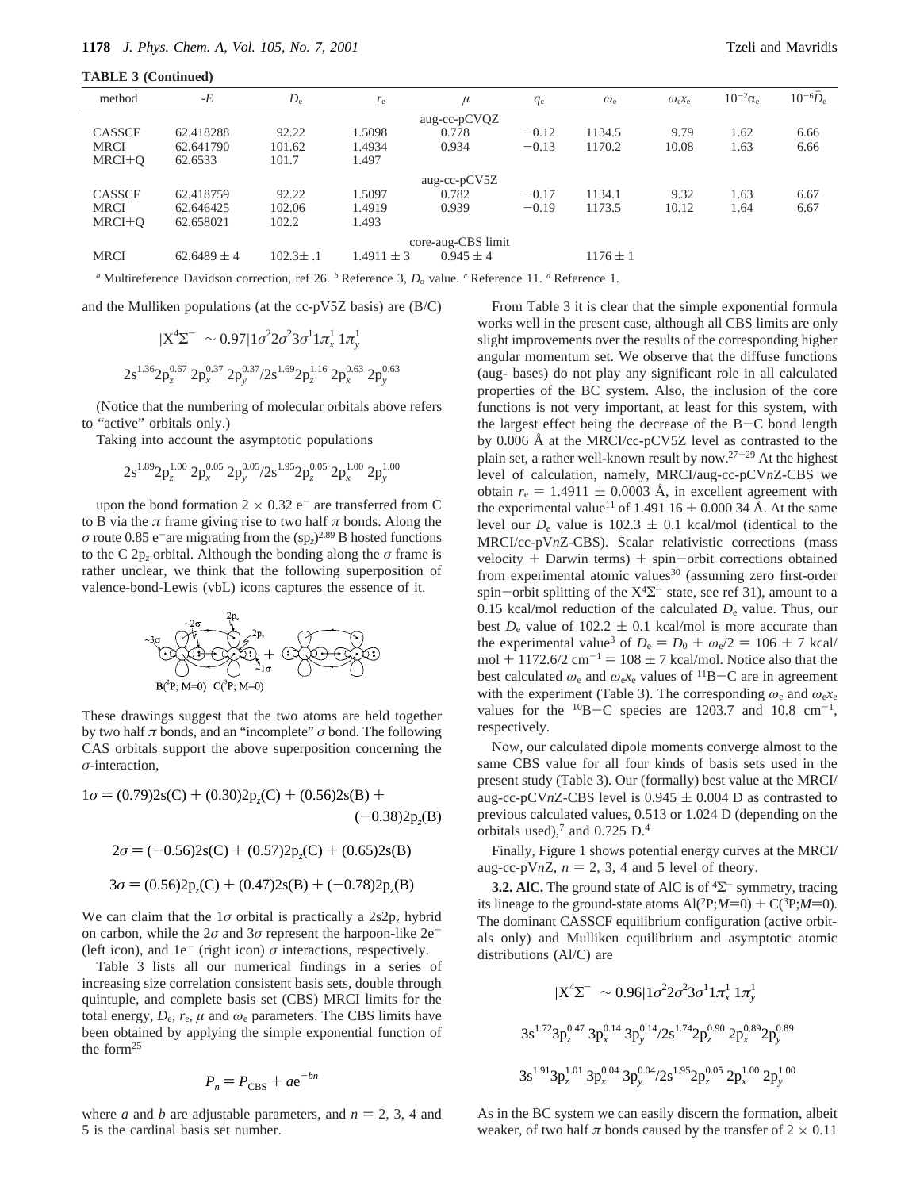**TABLE 3 (Continued)**

| method | $-E$ | $D_e$ | $r_e$ | $\mu$ | $q_c$ | $\omega_e$ | $\omega_e x_e$ | $10^{-2}\alpha_e$ | $10^{-6}\bar{D}_e$ |
|---|---|---|---|---|---|---|---|---|---|
| | | | | aug-cc-pCVQZ | | | | | |
| CASSCF | 62.418288 | 92.22 | 1.5098 | 0.778 | −0.12 | 1134.5 | 9.79 | 1.62 | 6.66 |
| MRCI | 62.641790 | 101.62 | 1.4934 | 0.934 | −0.13 | 1170.2 | 10.08 | 1.63 | 6.66 |
| MRCI+Q | 62.6533 | 101.7 | 1.497 | | | | | | |
| | | | | aug-cc-pCV5Z | | | | | |
| CASSCF | 62.418759 | 92.22 | 1.5097 | 0.782 | −0.17 | 1134.1 | 9.32 | 1.63 | 6.67 |
| MRCI | 62.646425 | 102.06 | 1.4919 | 0.939 | −0.19 | 1173.5 | 10.12 | 1.64 | 6.67 |
| MRCI+Q | 62.658021 | 102.2 | 1.493 | | | | | | |
| | | | | core-aug-CBS limit | | | | | |
| MRCI | 62.6489 ± 4 | 102.3± .1 | 1.4911 ± 3 | 0.945 ± 4 | | 1176 ± 1 | | | |

[a] Multireference Davidson correction, ref 26. [b] Reference 3, $D_o$ value. [c] Reference 11. [d] Reference 1.

and the Mulliken populations (at the cc-pV5Z basis) are (B/C)

$$|X^4\Sigma^-\rangle \sim 0.97|1\sigma^2 2\sigma^2 3\sigma^1 1\pi_x^1\, 1\pi_y^1\rangle$$

$$2s^{1.36}2p_z^{0.67}\, 2p_x^{0.37}\, 2p_y^{0.37}/2s^{1.69}2p_z^{1.16}\, 2p_x^{0.63}\, 2p_y^{0.63}$$

(Notice that the numbering of molecular orbitals above refers to "active" orbitals only.)

Taking into account the asymptotic populations

$$2s^{1.89}2p_z^{1.00}\, 2p_x^{0.05}\, 2p_y^{0.05}/2s^{1.95}2p_z^{0.05}\, 2p_x^{1.00}\, 2p_y^{1.00}$$

upon the bond formation 2 × 0.32 $e^-$ are transferred from C to B via the $\pi$ frame giving rise to two half $\pi$ bonds. Along the $\sigma$ route 0.85 $e^-$ are migrating from the $(sp_z)^{2.89}$ B hosted functions to the C $2p_z$ orbital. Although the bonding along the $\sigma$ frame is rather unclear, we think that the following superposition of valence-bond-Lewis (vbL) icons captures the essence of it.

These drawings suggest that the two atoms are held together by two half $\pi$ bonds, and an "incomplete" $\sigma$ bond. The following CAS orbitals support the above superposition concerning the $\sigma$-interaction,

$$1\sigma = (0.79)2s(C) + (0.30)2p_z(C) + (0.56)2s(B) + (-0.38)2p_z(B)$$

$$2\sigma = (-0.56)2s(C) + (0.57)2p_z(C) + (0.65)2s(B)$$

$$3\sigma = (0.56)2p_z(C) + (0.47)2s(B) + (-0.78)2p_z(B)$$

We can claim that the $1\sigma$ orbital is practically a $2s2p_z$ hybrid on carbon, while the $2\sigma$ and $3\sigma$ represent the harpoon-like $2e^-$ (left icon), and $1e^-$ (right icon) $\sigma$ interactions, respectively.

Table 3 lists all our numerical findings in a series of increasing size correlation consistent basis sets, double through quintuple, and complete basis set (CBS) MRCI limits for the total energy, $D_e$, $r_e$, $\mu$ and $\omega_e$ parameters. The CBS limits have been obtained by applying the simple exponential function of the form[25]

$$P_n = P_{CBS} + ae^{-bn}$$

where $a$ and $b$ are adjustable parameters, and $n$ = 2, 3, 4 and 5 is the cardinal basis set number.

From Table 3 it is clear that the simple exponential formula works well in the present case, although all CBS limits are only slight improvements over the results of the corresponding higher angular momentum set. We observe that the diffuse functions (aug- bases) do not play any significant role in all calculated properties of the BC system. Also, the inclusion of the core functions is not very important, at least for this system, with the largest effect being the decrease of the B−C bond length by 0.006 Å at the MRCI/cc-pCV5Z level as contrasted to the plain set, a rather well-known result by now.[27−29] At the highest level of calculation, namely, MRCI/aug-cc-pCV$n$Z-CBS we obtain $r_e$ = 1.4911 ± 0.0003 Å, in excellent agreement with the experimental value[11] of 1.491 16 ± 0.000 34 Å. At the same level our $D_e$ value is 102.3 ± 0.1 kcal/mol (identical to the MRCI/cc-pV$n$Z-CBS). Scalar relativistic corrections (mass velocity + Darwin terms) + spin−orbit corrections obtained from experimental atomic values[30] (assuming zero first-order spin−orbit splitting of the $X^4\Sigma^-$ state, see ref 31), amount to a 0.15 kcal/mol reduction of the calculated $D_e$ value. Thus, our best $D_e$ value of 102.2 ± 0.1 kcal/mol is more accurate than the experimental value[3] of $D_e = D_0 + \omega_e/2$ = 106 ± 7 kcal/mol + 1172.6/2 cm$^{-1}$ = 108 ± 7 kcal/mol. Notice also that the best calculated $\omega_e$ and $\omega_e x_e$ values of $^{11}$B−C are in agreement with the experiment (Table 3). The corresponding $\omega_e$ and $\omega_e x_e$ values for the $^{10}$B−C species are 1203.7 and 10.8 cm$^{-1}$, respectively.

Now, our calculated dipole moments converge almost to the same CBS value for all four kinds of basis sets used in the present study (Table 3). Our (formally) best value at the MRCI/aug-cc-pCV$n$Z-CBS level is 0.945 ± 0.004 D as contrasted to previous calculated values, 0.513 or 1.024 D (depending on the orbitals used),[7] and 0.725 D.[4]

Finally, Figure 1 shows potential energy curves at the MRCI/aug-cc-pV$n$Z, $n$ = 2, 3, 4 and 5 level of theory.

**3.2. AlC.** The ground state of AlC is of $^4\Sigma^-$ symmetry, tracing its lineage to the ground-state atoms Al($^2$P;$M$=0) + C($^3$P;$M$=0). The dominant CASSCF equilibrium configuration (active orbitals only) and Mulliken equilibrium and asymptotic atomic distributions (Al/C) are

$$|X^4\Sigma^-\rangle \sim 0.96|1\sigma^2 2\sigma^2 3\sigma^1 1\pi_x^1\, 1\pi_y^1\rangle$$

$$3s^{1.72}3p_z^{0.47}\, 3p_x^{0.14}\, 3p_y^{0.14}/2s^{1.74}2p_z^{0.90}\, 2p_x^{0.89}2p_y^{0.89}$$

$$3s^{1.91}3p_z^{1.01}\, 3p_x^{0.04}\, 3p_y^{0.04}/2s^{1.95}2p_z^{0.05}\, 2p_x^{1.00}\, 2p_y^{1.00}$$

As in the BC system we can easily discern the formation, albeit weaker, of two half $\pi$ bonds caused by the transfer of 2 × 0.11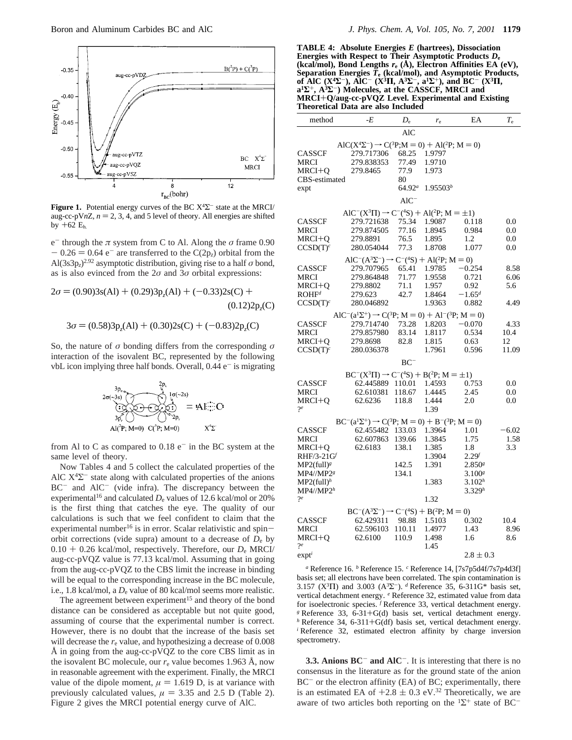**Figure 1.** Potential energy curves of the BC $X^4\Sigma^-$ state at the MRCI/aug-cc-pV$n$Z, $n = 2$, 3, 4, and 5 level of theory. All energies are shifted by $+62$ $E_h$.

$e^-$ through the $\pi$ system from C to Al. Along the $\sigma$ frame $0.90 - 0.26 = 0.64$ $e^-$ are transferred to the C($2p_z$) orbital from the Al($3s3p_z$)$^{2.92}$ asymptotic distribution, giving rise to a half $\sigma$ bond, as is also evinced from the $2\sigma$ and $3\sigma$ orbital expressions:

$$2\sigma = (0.90)3s(\text{Al}) + (0.29)3p_z(\text{Al}) + (-0.33)2s(\text{C}) + (0.12)2p_z(\text{C})$$

$$3\sigma = (0.58)3p_z(\text{Al}) + (0.30)2s(\text{C}) + (-0.83)2p_z(\text{C})$$

So, the nature of $\sigma$ bonding differs from the corresponding $\sigma$ interaction of the isovalent BC, represented by the following vbL icon implying three half bonds. Overall, 0.44 $e^-$ is migrating

from Al to C as compared to 0.18 $e^-$ in the BC system at the same level of theory.

Now Tables 4 and 5 collect the calculated properties of the AlC $X^4\Sigma^-$ state along with calculated properties of the anions $BC^-$ and $AlC^-$ (vide infra). The discrepancy between the experimental[16] and calculated $D_e$ values of 12.6 kcal/mol or 20% is the first thing that catches the eye. The quality of our calculations is such that we feel confident to claim that the experimental number[16] is in error. Scalar relativistic and spin–orbit corrections (vide supra) amount to a decrease of $D_e$ by $0.10 + 0.26$ kcal/mol, respectively. Therefore, our $D_e$ MRCI/aug-cc-pVQZ value is 77.13 kcal/mol. Assuming that in going from the aug-cc-pVQZ to the CBS limit the increase in binding will be equal to the corresponding increase in the BC molecule, i.e., 1.8 kcal/mol, a $D_e$ value of 80 kcal/mol seems more realistic.

The agreement between experiment[15] and theory of the bond distance can be considered as acceptable but not quite good, assuming of course that the experimental number is correct. However, there is no doubt that the increase of the basis set will decrease the $r_e$ value, and hypothesizing a decrease of 0.008 Å in going from the aug-cc-pVQZ to the core CBS limit as in the isovalent BC molecule, our $r_e$ value becomes 1.963 Å, now in reasonable agreement with the experiment. Finally, the MRCI value of the dipole moment, $\mu = 1.619$ D, is at variance with previously calculated values, $\mu = 3.35$ and 2.5 D (Table 2). Figure 2 gives the MRCI potential energy curve of AlC.

**TABLE 4: Absolute Energies $E$ (hartrees), Dissociation Energies with Respect to Their Asymptotic Products $D_e$ (kcal/mol), Bond Lengths $r_e$ (Å), Electron Affinities EA (eV), Separation Energies $T_e$ (kcal/mol), and Asymptotic Products, of AlC ($X^4\Sigma^-$), $AlC^-$ ($X^3\Pi$, $A^3\Sigma^-$, $a^1\Sigma^+$), and $BC^-$ ($X^3\Pi$, $a^1\Sigma^+$, $A^3\Sigma^-$) Molecules, at the CASSCF, MRCI and MRCI+Q/aug-cc-pVQZ Level. Experimental and Existing Theoretical Data are also Included**

| method | $-E$ | $D_e$ | $r_e$ | EA | $T_e$ |
|---|---|---|---|---|---|
| **AlC** | | | | | |
| AlC($X^4\Sigma^-$) → C($^3$P;M = 0) + Al($^2$P; M = 0) | | | | | |
| CASSCF | 279.717306 | 68.25 | 1.9797 | | |
| MRCI | 279.838353 | 77.49 | 1.9710 | | |
| MRCI+Q | 279.8465 | 77.9 | 1.973 | | |
| CBS-estimated | | 80 | | | |
| expt | | 64.92[a] | 1.95503[b] | | |
| **$AlC^-$** | | | | | |
| $AlC^-$($X^3\Pi$) → $C^-$($^4$S) + Al($^2$P; M = ±1) | | | | | |
| CASSCF | 279.721638 | 75.34 | 1.9087 | 0.118 | 0.0 |
| MRCI | 279.874505 | 77.16 | 1.8945 | 0.984 | 0.0 |
| MRCI+Q | 279.8891 | 76.5 | 1.895 | 1.2 | 0.0 |
| CCSD(T)[c] | 280.054044 | 77.3 | 1.8708 | 1.077 | 0.0 |
| $AlC^-$($A^3\Sigma^-$) → $C^-$($^4$S) + Al($^2$P; M = 0) | | | | | |
| CASSCF | 279.707965 | 65.41 | 1.9785 | −0.254 | 8.58 |
| MRCI | 279.864848 | 71.77 | 1.9558 | 0.721 | 6.06 |
| MRCI+Q | 279.8802 | 71.1 | 1.957 | 0.92 | 5.6 |
| ROHF[d] | 279.623 | 42.7 | 1.8464 | −1.65[d] | |
| CCSD(T)[c] | 280.046892 | | 1.9363 | 0.882 | 4.49 |
| $AlC^-$($a^1\Sigma^+$) → C($^3$P; M = 0) + $Al^-$($^3$P; M = 0) | | | | | |
| CASSCF | 279.714740 | 73.28 | 1.8203 | −0.070 | 4.33 |
| MRCI | 279.857980 | 83.14 | 1.8117 | 0.534 | 10.4 |
| MRCI+Q | 279.8698 | 82.8 | 1.815 | 0.63 | 12 |
| CCSD(T)[c] | 280.036378 | | 1.7961 | 0.596 | 11.09 |
| **$BC^-$** | | | | | |
| $BC^-$($X^3\Pi$) → $C^-$($^4$S) + B($^2$P; M = ±1) | | | | | |
| CASSCF | 62.445889 | 110.01 | 1.4593 | 0.753 | 0.0 |
| MRCI | 62.610381 | 118.67 | 1.4445 | 2.45 | 0.0 |
| MRCI+Q | 62.6236 | 118.8 | 1.444 | 2.0 | 0.0 |
| ?[e] | | | 1.39 | | |
| $BC^-$($a^1\Sigma^+$) → C($^3$P; M = 0) + $B^-$($^3$P; M = 0) | | | | | |
| CASSCF | 62.455482 | 133.03 | 1.3964 | 1.01 | −6.02 |
| MRCI | 62.607863 | 139.66 | 1.3845 | 1.75 | 1.58 |
| MRCI+Q | 62.6183 | 138.1 | 1.385 | 1.8 | 3.3 |
| RHF/3-21G[f] | | | 1.3904 | 2.29[f] | |
| MP2(full)[g] | | 142.5 | 1.391 | 2.850[g] | |
| MP4//MP2[g] | | 134.1 | | 3.100[g] | |
| MP2(full)[h] | | | 1.383 | 3.102[h] | |
| MP4//MP2[h] | | | | 3.329[h] | |
| ?[e] | | | 1.32 | | |
| $BC^-$($A^3\Sigma^-$) → $C^-$($^4$S) + B($^2$P; M = 0) | | | | | |
| CASSCF | 62.429311 | 98.88 | 1.5103 | 0.302 | 10.4 |
| MRCI | 62.596103 | 110.11 | 1.4977 | 1.43 | 8.96 |
| MRCI+Q | 62.6100 | 110.9 | 1.498 | 1.6 | 8.6 |
| ?[e] | | | 1.45 | | |
| expt[i] | | | | 2.8 ± 0.3 | |

[a] Reference 16. [b] Reference 15. [c] Reference 14, [7s7p5d4f/7s7p4d3f] basis set; all electrons have been correlated. The spin contamination is 3.157 ($X^3\Pi$) and 3.003 ($A^3\Sigma^-$). [d] Reference 35, 6-311G* basis set, vertical detachment energy. [e] Reference 32, estimated value from data for isoelectronic species. [f] Reference 33, vertical detachment energy. [g] Reference 33, 6-31+G(d) basis set, vertical detachment energy. [h] Reference 34, 6-311+G(df) basis set, vertical detachment energy. [i] Reference 32, estimated electron affinity by charge inversion spectrometry.

**3.3. Anions $BC^-$ and $AlC^-$.** It is interesting that there is no consensus in the literature as for the ground state of the anion $BC^-$ or the electron affinity (EA) of BC; experimentally, there is an estimated EA of +2.8 ± 0.3 eV.[32] Theoretically, we are aware of two articles both reporting on the $^1\Sigma^+$ state of $BC^-$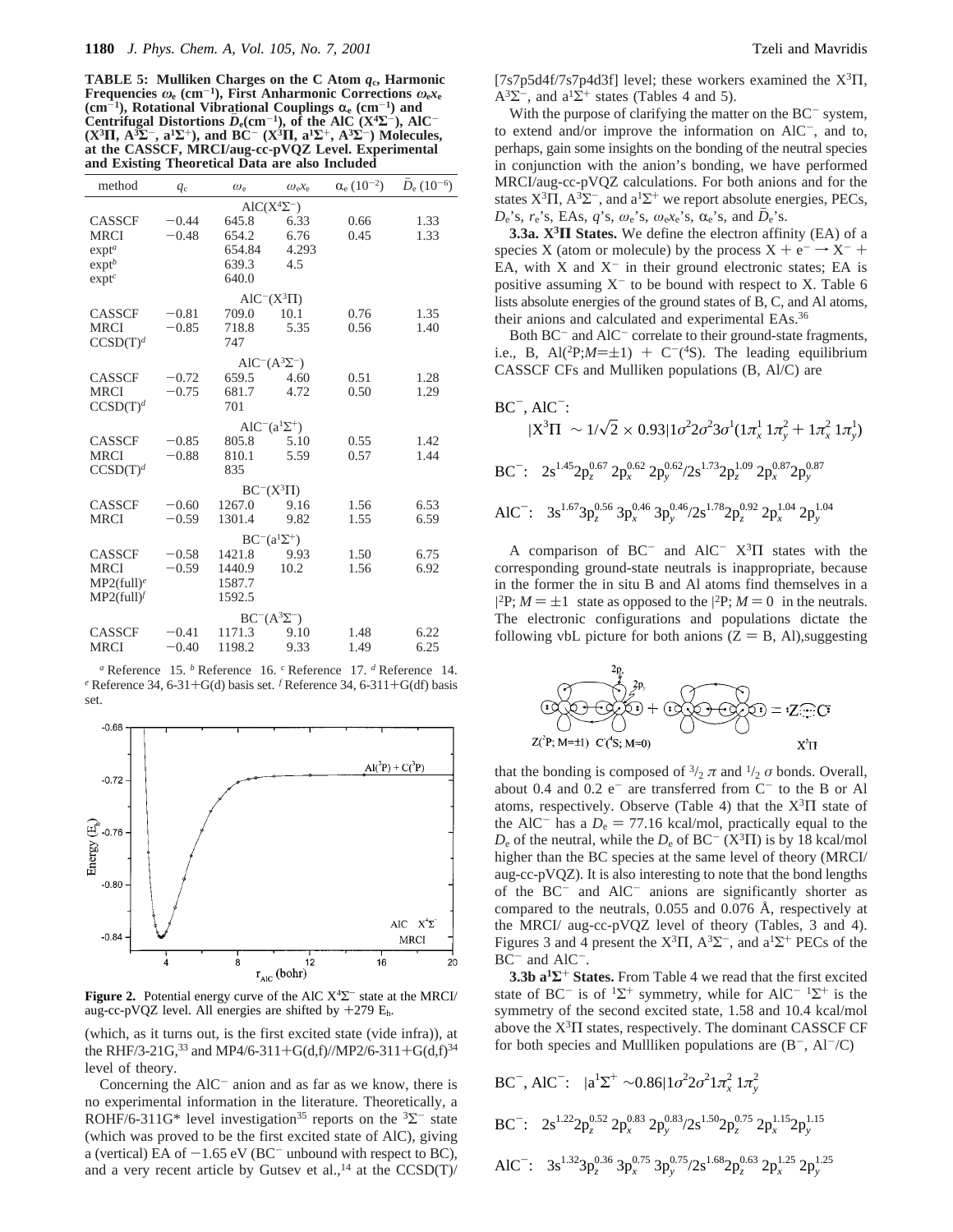**TABLE 5: Mulliken Charges on the C Atom $q_c$, Harmonic Frequencies $\omega_e$ (cm$^{-1}$), First Anharmonic Corrections $\omega_e x_e$ (cm$^{-1}$), Rotational Vibrational Couplings $\alpha_e$ (cm$^{-1}$) and Centrifugal Distortions $\bar{D}_e$(cm$^{-1}$), of the AlC ($X^4\Sigma^-$), AlC$^-$ ($X^3\Pi$, $A^3\Sigma^-$, $a^1\Sigma^+$), and BC$^-$ ($X^3\Pi$, $a^1\Sigma^+$, $A^3\Sigma^-$) Molecules, at the CASSCF, MRCI/aug-cc-pVQZ Level. Experimental and Existing Theoretical Data are also Included**

| method | $q_c$ | $\omega_e$ | $\omega_e x_e$ | $\alpha_e$ ($10^{-2}$) | $\bar{D}_e$ ($10^{-6}$) |
|---|---|---|---|---|---|
| | | AlC($X^4\Sigma^-$) | | | |
| CASSCF | −0.44 | 645.8 | 6.33 | 0.66 | 1.33 |
| MRCI | −0.48 | 654.2 | 6.76 | 0.45 | 1.33 |
| expt[a] | | 654.84 | 4.293 | | |
| expt[b] | | 639.3 | 4.5 | | |
| expt[c] | | 640.0 | | | |
| | | AlC$^-$($X^3\Pi$) | | | |
| CASSCF | −0.81 | 709.0 | 10.1 | 0.76 | 1.35 |
| MRCI | −0.85 | 718.8 | 5.35 | 0.56 | 1.40 |
| CCSD(T)[d] | | 747 | | | |
| | | AlC$^-$($A^3\Sigma^-$) | | | |
| CASSCF | −0.72 | 659.5 | 4.60 | 0.51 | 1.28 |
| MRCI | −0.75 | 681.7 | 4.72 | 0.50 | 1.29 |
| CCSD(T)[d] | | 701 | | | |
| | | AlC$^-$($a^1\Sigma^+$) | | | |
| CASSCF | −0.85 | 805.8 | 5.10 | 0.55 | 1.42 |
| MRCI | −0.88 | 810.1 | 5.59 | 0.57 | 1.44 |
| CCSD(T)[d] | | 835 | | | |
| | | BC$^-$($X^3\Pi$) | | | |
| CASSCF | −0.60 | 1267.0 | 9.16 | 1.56 | 6.53 |
| MRCI | −0.59 | 1301.4 | 9.82 | 1.55 | 6.59 |
| | | BC$^-$($a^1\Sigma^+$) | | | |
| CASSCF | −0.58 | 1421.8 | 9.93 | 1.50 | 6.75 |
| MRCI | −0.59 | 1440.9 | 10.2 | 1.56 | 6.92 |
| MP2(full)[e] | | 1587.7 | | | |
| MP2(full)[f] | | 1592.5 | | | |
| | | BC$^-$($A^3\Sigma^-$) | | | |
| CASSCF | −0.41 | 1171.3 | 9.10 | 1.48 | 6.22 |
| MRCI | −0.40 | 1198.2 | 9.33 | 1.49 | 6.25 |

[a] Reference 15. [b] Reference 16. [c] Reference 17. [d] Reference 14. [e] Reference 34, 6-31+G(d) basis set. [f] Reference 34, 6-311+G(df) basis set.

**Figure 2.** Potential energy curve of the AlC $X^4\Sigma^-$ state at the MRCI/aug-cc-pVQZ level. All energies are shifted by +279 $E_h$.

(which, as it turns out, is the first excited state (vide infra)), at the RHF/3-21G,[33] and MP4/6-311+G(d,f)//MP2/6-311+G(d,f)[34] level of theory.

Concerning the AlC$^-$ anion and as far as we know, there is no experimental information in the literature. Theoretically, a ROHF/6-311G* level investigation[35] reports on the $^3\Sigma^-$ state (which was proved to be the first excited state of AlC), giving a (vertical) EA of −1.65 eV (BC$^-$ unbound with respect to BC), and a very recent article by Gutsev et al.,[14] at the CCSD(T)/[7s7p5d4f/7s7p4d3f] level; these workers examined the $X^3\Pi$, $A^3\Sigma^-$, and $a^1\Sigma^+$ states (Tables 4 and 5).

With the purpose of clarifying the matter on the BC$^-$ system, to extend and/or improve the information on AlC$^-$, and to, perhaps, gain some insights on the bonding of the neutral species in conjunction with the anion's bonding, we have performed MRCI/aug-cc-pVQZ calculations. For both anions and for the states $X^3\Pi$, $A^3\Sigma^-$, and $a^1\Sigma^+$ we report absolute energies, PECs, $D_e$'s, $r_e$'s, EAs, $q$'s, $\omega_e$'s, $\omega_e x_e$'s, $\alpha_e$'s, and $\bar{D}_e$'s.

**3.3a. $X^3\Pi$ States.** We define the electron affinity (EA) of a species X (atom or molecule) by the process $X + e^- \rightarrow X^- +$ EA, with X and $X^-$ in their ground electronic states; EA is positive assuming $X^-$ to be bound with respect to X. Table 6 lists absolute energies of the ground states of B, C, and Al atoms, their anions and calculated and experimental EAs.[36]

Both BC$^-$ and AlC$^-$ correlate to their ground-state fragments, i.e., B, Al($^2P;M=\pm1$) + C$^-$($^4S$). The leading equilibrium CASSCF CFs and Mulliken populations (B, Al/C) are

BC$^-$, AlC$^-$:

$$|X^3\Pi\rangle \sim 1/\sqrt{2} \times 0.93|1\sigma^2 2\sigma^2 3\sigma^1(1\pi_x^1\, 1\pi_y^2 + 1\pi_x^2\, 1\pi_y^1)\rangle$$

$$\text{BC}^-:\quad 2s^{1.45}2p_z^{0.67}\,2p_x^{0.62}\,2p_y^{0.62}/2s^{1.73}2p_z^{1.09}\,2p_x^{0.87}2p_y^{0.87}$$

$$\text{AlC}^-:\quad 3s^{1.67}3p_z^{0.56}\,3p_x^{0.46}\,3p_y^{0.46}/2s^{1.78}2p_z^{0.92}\,2p_x^{1.04}\,2p_y^{1.04}$$

A comparison of BC$^-$ and AlC$^-$ $X^3\Pi$ states with the corresponding ground-state neutrals is inappropriate, because in the former the in situ B and Al atoms find themselves in a $|^2P; M = \pm1\rangle$ state as opposed to the $|^2P; M = 0\rangle$ in the neutrals. The electronic configurations and populations dictate the following vbL picture for both anions (Z = B, Al),suggesting

that the bonding is composed of $^3/_2$ $\pi$ and $^1/_2$ $\sigma$ bonds. Overall, about 0.4 and 0.2 e$^-$ are transferred from C$^-$ to the B or Al atoms, respectively. Observe (Table 4) that the $X^3\Pi$ state of the AlC$^-$ has a $D_e$ = 77.16 kcal/mol, practically equal to the $D_e$ of the neutral, while the $D_e$ of BC$^-$ ($X^3\Pi$) is by 18 kcal/mol higher than the BC species at the same level of theory (MRCI/aug-cc-pVQZ). It is also interesting to note that the bond lengths of the BC$^-$ and AlC$^-$ anions are significantly shorter as compared to the neutrals, 0.055 and 0.076 Å, respectively at the MRCI/ aug-cc-pVQZ level of theory (Tables, 3 and 4). Figures 3 and 4 present the $X^3\Pi$, $A^3\Sigma^-$, and $a^1\Sigma^+$ PECs of the BC$^-$ and AlC$^-$.

**3.3b $a^1\Sigma^+$ States.** From Table 4 we read that the first excited state of BC$^-$ is of $^1\Sigma^+$ symmetry, while for AlC$^-$ $^1\Sigma^+$ is the symmetry of the second excited state, 1.58 and 10.4 kcal/mol above the $X^3\Pi$ states, respectively. The dominant CASSCF CF for both species and Mullliken populations are (B$^-$, Al$^-$/C)

$$\text{BC}^-, \text{AlC}^-:\quad |a^1\Sigma^+\rangle \sim 0.86|1\sigma^2 2\sigma^2 1\pi_x^2\, 1\pi_y^2\rangle$$

$$\text{BC}^-:\quad 2s^{1.22}2p_z^{0.52}\,2p_x^{0.83}\,2p_y^{0.83}/2s^{1.50}2p_z^{0.75}\,2p_x^{1.15}2p_y^{1.15}$$

$$\text{AlC}^-:\quad 3s^{1.32}3p_z^{0.36}\,3p_x^{0.75}\,3p_y^{0.75}/2s^{1.68}2p_z^{0.63}\,2p_x^{1.25}\,2p_y^{1.25}$$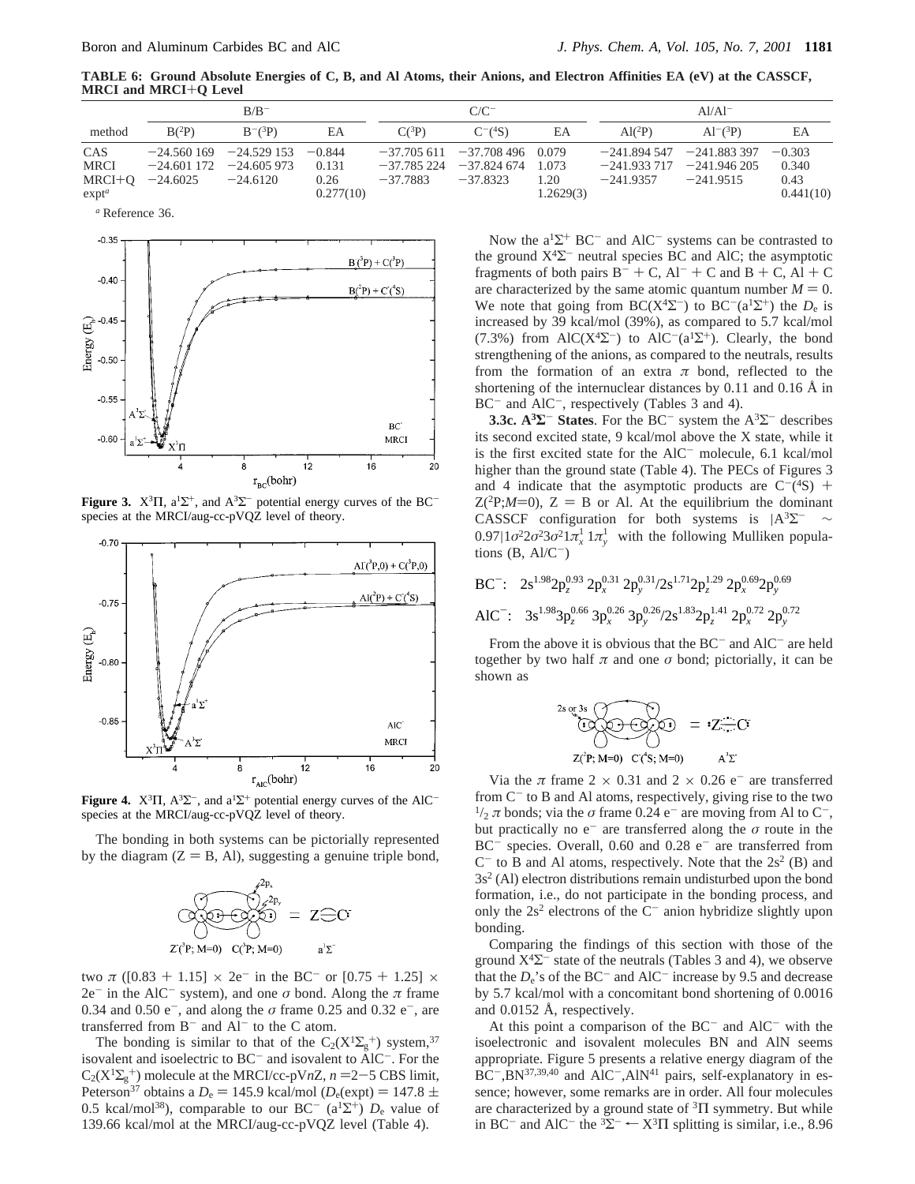**TABLE 6: Ground Absolute Energies of C, B, and Al Atoms, their Anions, and Electron Affinities EA (eV) at the CASSCF, MRCI and MRCI+Q Level**

| | $B/B^-$ | | | $C/C^-$ | | | $Al/Al^-$ | | |
|---|---|---|---|---|---|---|---|---|---|
| method | $B(^2P)$ | $B^-(^3P)$ | EA | $C(^3P)$ | $C^-(^4S)$ | EA | $Al(^2P)$ | $Al^-(^3P)$ | EA |
| CAS | −24.560 169 | −24.529 153 | −0.844 | −37.705 611 | −37.708 496 | 0.079 | −241.894 547 | −241.883 397 | −0.303 |
| MRCI | −24.601 172 | −24.605 973 | 0.131 | −37.785 224 | −37.824 674 | 1.073 | −241.933 717 | −241.946 205 | 0.340 |
| MRCI+Q | −24.6025 | −24.6120 | 0.26 | −37.7883 | −37.8323 | 1.20 | −241.9357 | −241.9515 | 0.43 |
| expt[a] | | | 0.277(10) | | | 1.2629(3) | | | 0.441(10) |

[a] Reference 36.

**Figure 3.** $X^3\Pi$, $a^1\Sigma^+$, and $A^3\Sigma^-$ potential energy curves of the $BC^-$ species at the MRCI/aug-cc-pVQZ level of theory.

**Figure 4.** $X^3\Pi$, $A^3\Sigma^-$, and $a^1\Sigma^+$ potential energy curves of the $AlC^-$ species at the MRCI/aug-cc-pVQZ level of theory.

The bonding in both systems can be pictorially represented by the diagram (Z = B, Al), suggesting a genuine triple bond, two $\pi$ ([0.83 + 1.15] × 2e⁻ in the $BC^-$ or [0.75 + 1.25] × 2e⁻ in the $AlC^-$ system), and one $\sigma$ bond. Along the $\pi$ frame 0.34 and 0.50 e⁻, and along the $\sigma$ frame 0.25 and 0.32 e⁻, are transferred from $B^-$ and $Al^-$ to the C atom.

The bonding is similar to that of the $C_2(X^1\Sigma_g^+)$ system,[37] isovalent and isoelectric to $BC^-$ and isovalent to $AlC^-$. For the $C_2(X^1\Sigma_g^+)$ molecule at the MRCI/cc-pV$n$Z, $n$ = 2−5 CBS limit, Peterson[37] obtains a $D_e$ = 145.9 kcal/mol ($D_e$(expt) = 147.8 ± 0.5 kcal/mol[38]), comparable to our $BC^-$ ($a^1\Sigma^+$) $D_e$ value of 139.66 kcal/mol at the MRCI/aug-cc-pVQZ level (Table 4).

Now the $a^1\Sigma^+$ $BC^-$ and $AlC^-$ systems can be contrasted to the ground $X^4\Sigma^-$ neutral species BC and AlC; the asymptotic fragments of both pairs $B^-$ + C, $Al^-$ + C and B + C, Al + C are characterized by the same atomic quantum number $M = 0$. We note that going from BC($X^4\Sigma^-$) to $BC^-$($a^1\Sigma^+$) the $D_e$ is increased by 39 kcal/mol (39%), as compared to 5.7 kcal/mol (7.3%) from AlC($X^4\Sigma^-$) to $AlC^-$($a^1\Sigma^+$). Clearly, the bond strengthening of the anions, as compared to the neutrals, results from the formation of an extra $\pi$ bond, reflected to the shortening of the internuclear distances by 0.11 and 0.16 Å in $BC^-$ and $AlC^-$, respectively (Tables 3 and 4).

**3.3c. $A^3\Sigma^-$ States**. For the $BC^-$ system the $A^3\Sigma^-$ describes its second excited state, 9 kcal/mol above the X state, while it is the first excited state for the $AlC^-$ molecule, 6.1 kcal/mol higher than the ground state (Table 4). The PECs of Figures 3 and 4 indicate that the asymptotic products are $C^-(^4S)$ + $Z(^2P;M=0)$, Z = B or Al. At the equilibrium the dominant CASSCF configuration for both systems is $|A^3\Sigma^-\rangle \sim 0.97|1\sigma^2 2\sigma^2 3\sigma^2 1\pi_x^1\, 1\pi_y^1\rangle$ with the following Mulliken populations (B, Al/$C^-$)

$$BC^-:\ \ 2s^{1.98}2p_z^{0.93}\ 2p_x^{0.31}\ 2p_y^{0.31}/2s^{1.71}2p_z^{1.29}\ 2p_x^{0.69}2p_y^{0.69}$$

$$AlC^-:\ \ 3s^{1.98}3p_z^{0.66}\ 3p_x^{0.26}\ 3p_y^{0.26}/2s^{1.83}2p_z^{1.41}\ 2p_x^{0.72}\ 2p_y^{0.72}$$

From the above it is obvious that the $BC^-$ and $AlC^-$ are held together by two half $\pi$ and one $\sigma$ bond; pictorially, it can be shown as

Via the $\pi$ frame 2 × 0.31 and 2 × 0.26 e⁻ are transferred from $C^-$ to B and Al atoms, respectively, giving rise to the two $^1/_2$ $\pi$ bonds; via the $\sigma$ frame 0.24 e⁻ are moving from Al to $C^-$, but practically no e⁻ are transferred along the $\sigma$ route in the $BC^-$ species. Overall, 0.60 and 0.28 e⁻ are transferred from $C^-$ to B and Al atoms, respectively. Note that the $2s^2$ (B) and $3s^2$ (Al) electron distributions remain undisturbed upon the bond formation, i.e., do not participate in the bonding process, and only the $2s^2$ electrons of the $C^-$ anion hybridize slightly upon bonding.

Comparing the findings of this section with those of the ground $X^4\Sigma^-$ state of the neutrals (Tables 3 and 4), we observe that the $D_e$'s of the $BC^-$ and $AlC^-$ increase by 9.5 and decrease by 5.7 kcal/mol with a concomitant bond shortening of 0.0016 and 0.0152 Å, respectively.

At this point a comparison of the $BC^-$ and $AlC^-$ with the isoelectronic and isovalent molecules BN and AlN seems appropriate. Figure 5 presents a relative energy diagram of the $BC^-$,BN[37,39,40] and $AlC^-$,AlN[41] pairs, self-explanatory in essence; however, some remarks are in order. All four molecules are characterized by a ground state of $^3\Pi$ symmetry. But while in $BC^-$ and $AlC^-$ the $^3\Sigma^- \leftarrow X^3\Pi$ splitting is similar, i.e., 8.96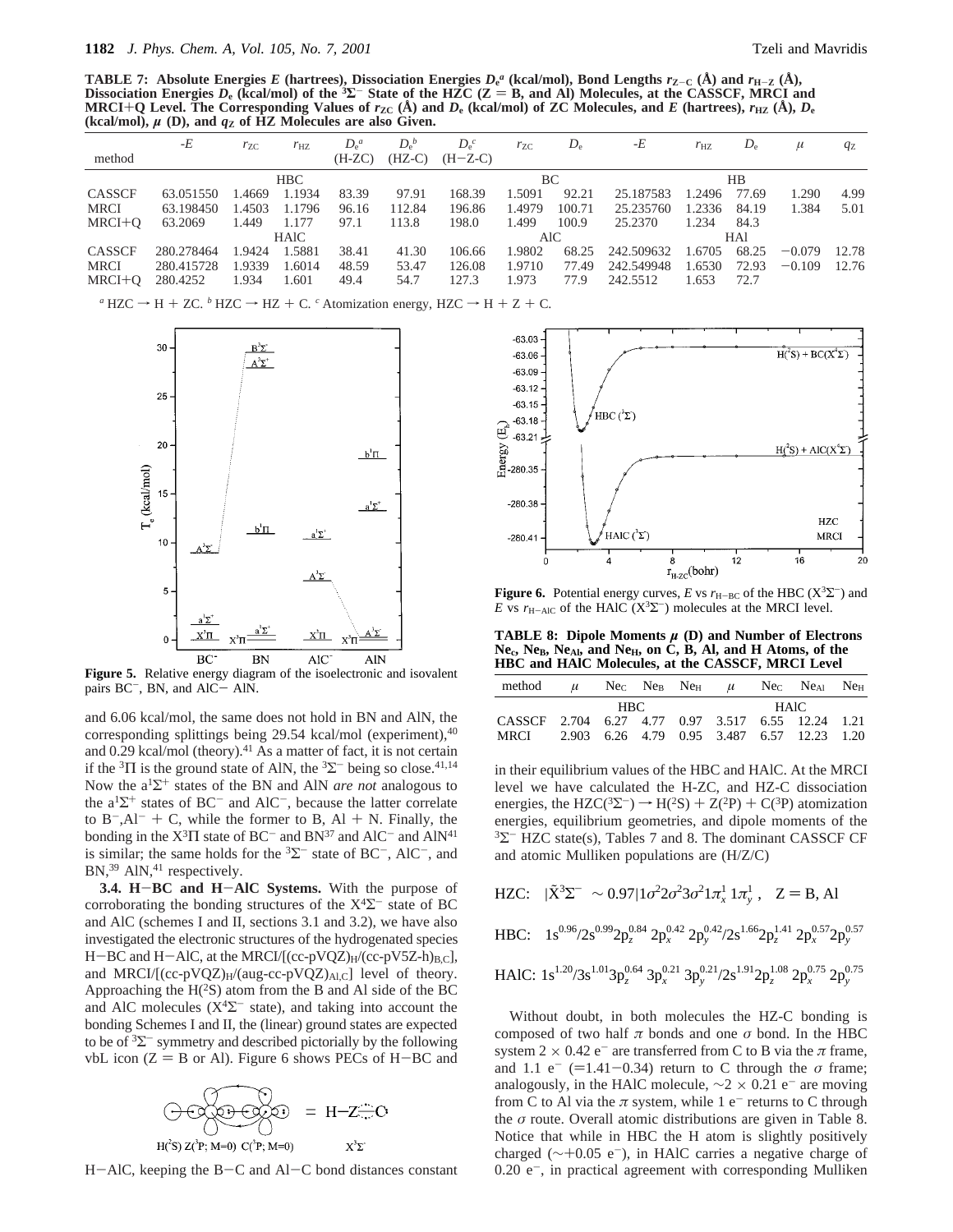**TABLE 7: Absolute Energies $E$ (hartrees), Dissociation Energies $D_e$[a] (kcal/mol), Bond Lengths $r_{Z-C}$ (Å) and $r_{H-Z}$ (Å), Dissociation Energies $D_e$ (kcal/mol) of the $^3\Sigma^-$ State of the HZC (Z = B, and Al) Molecules, at the CASSCF, MRCI and MRCI+Q Level. The Corresponding Values of $r_{ZC}$ (Å) and $D_e$ (kcal/mol) of ZC Molecules, and $E$ (hartrees), $r_{HZ}$ (Å), $D_e$ (kcal/mol), $\mu$ (D), and $q_Z$ of HZ Molecules are also Given.**

| method | $-E$ | $r_{ZC}$ | $r_{HZ}$ | $D_e$[a] (H-ZC) | $D_e$[b] (HZ-C) | $D_e$[c] (H−Z-C) | $r_{ZC}$ | $D_e$ | $-E$ | $r_{HZ}$ | $D_e$ | $\mu$ | $q_Z$ |
|---|---|---|---|---|---|---|---|---|---|---|---|---|---|
| | HBC | | | | | | BC | | HB | | | | |
| CASSCF | 63.051550 | 1.4669 | 1.1934 | 83.39 | 97.91 | 168.39 | 1.5091 | 92.21 | 25.187583 | 1.2496 | 77.69 | 1.290 | 4.99 |
| MRCI | 63.198450 | 1.4503 | 1.1796 | 96.16 | 112.84 | 196.86 | 1.4979 | 100.71 | 25.235760 | 1.2336 | 84.19 | 1.384 | 5.01 |
| MRCI+Q | 63.2069 | 1.449 | 1.177 | 97.1 | 113.8 | 198.0 | 1.499 | 100.9 | 25.2370 | 1.234 | 84.3 | | |
| | HAlC | | | | | | AlC | | HAl | | | | |
| CASSCF | 280.278464 | 1.9424 | 1.5881 | 38.41 | 41.30 | 106.66 | 1.9802 | 68.25 | 242.509632 | 1.6705 | 68.25 | −0.079 | 12.78 |
| MRCI | 280.415728 | 1.9339 | 1.6014 | 48.59 | 53.47 | 126.08 | 1.9710 | 77.49 | 242.549948 | 1.6530 | 72.93 | −0.109 | 12.76 |
| MRCI+Q | 280.4252 | 1.934 | 1.601 | 49.4 | 54.7 | 127.3 | 1.973 | 77.9 | 242.5512 | 1.653 | 72.7 | | |

[a] HZC → H + ZC. [b] HZC → HZ + C. [c] Atomization energy, HZC → H + Z + C.

**Figure 5.** Relative energy diagram of the isoelectronic and isovalent pairs $BC^-$, BN, and $AlC^-$ AlN.

and 6.06 kcal/mol, the same does not hold in BN and AlN, the corresponding splittings being 29.54 kcal/mol (experiment),[40] and 0.29 kcal/mol (theory).[41] As a matter of fact, it is not certain if the $^3\Pi$ is the ground state of AlN, the $^3\Sigma^-$ being so close.[41,14] Now the $a^1\Sigma^+$ states of the BN and AlN *are not* analogous to the $a^1\Sigma^+$ states of $BC^-$ and $AlC^-$, because the latter correlate to $B^-$,$Al^-$ + C, while the former to B, Al + N. Finally, the bonding in the $X^3\Pi$ state of $BC^-$ and BN[37] and $AlC^-$ and AlN[41] is similar; the same holds for the $^3\Sigma^-$ state of $BC^-$, $AlC^-$, and BN,[39] AlN,[41] respectively.

**3.4. H−BC and H−AlC Systems.** With the purpose of corroborating the bonding structures of the $X^4\Sigma^-$ state of BC and AlC (schemes I and II, sections 3.1 and 3.2), we have also investigated the electronic structures of the hydrogenated species H−BC and H−AlC, at the MRCI/[(cc-pVQZ)$_H$/(cc-pV5Z-h)$_{B,C}$], and MRCI/[(cc-pVQZ)$_H$/(aug-cc-pVQZ)$_{Al,C}$] level of theory. Approaching the H($^2$S) atom from the B and Al side of the BC and AlC molecules ($X^4\Sigma^-$ state), and taking into account the bonding Schemes I and II, the (linear) ground states are expected to be of $^3\Sigma^-$ symmetry and described pictorially by the following vbL icon (Z = B or Al). Figure 6 shows PECs of H−BC and H−AlC, keeping the B−C and Al−C bond distances constant

H($^2$S) Z($^3$P; M=0) C($^3$P; M=0) = H−Z⋯C $X^3\Sigma^-$

**Figure 6.** Potential energy curves, $E$ vs $r_{H-BC}$ of the HBC ($X^3\Sigma^-$) and $E$ vs $r_{H-AlC}$ of the HAlC ($X^3\Sigma^-$) molecules at the MRCI level.

**TABLE 8: Dipole Moments $\mu$ (D) and Number of Electrons $Ne_C$, $Ne_B$, $Ne_{Al}$, and $Ne_H$, on C, B, Al, and H Atoms, of the HBC and HAlC Molecules, at the CASSCF, MRCI Level**

| method | $\mu$ | $Ne_C$ | $Ne_B$ | $Ne_H$ | $\mu$ | $Ne_C$ | $Ne_{Al}$ | $Ne_H$ |
|---|---|---|---|---|---|---|---|---|
| | HBC | | | | HAlC | | | |
| CASSCF | 2.704 | 6.27 | 4.77 | 0.97 | 3.517 | 6.55 | 12.24 | 1.21 |
| MRCI | 2.903 | 6.26 | 4.79 | 0.95 | 3.487 | 6.57 | 12.23 | 1.20 |

in their equilibrium values of the HBC and HAlC. At the MRCI level we have calculated the H-ZC, and HZ-C dissociation energies, the HZC($^3\Sigma^-$) → H($^2$S) + Z($^2$P) + C($^3$P) atomization energies, equilibrium geometries, and dipole moments of the $^3\Sigma^-$ HZC state(s), Tables 7 and 8. The dominant CASSCF CF and atomic Mulliken populations are (H/Z/C)

$$\text{HZC:}\quad |\tilde{X}^3\Sigma^- \sim 0.97|1\sigma^2 2\sigma^2 3\sigma^2 1\pi_x^1 1\pi_y^1, \quad Z = B, Al$$

$$\text{HBC:}\quad 1s^{0.96}/2s^{0.99}2p_z^{0.84}\,2p_x^{0.42}\,2p_y^{0.42}/2s^{1.66}2p_z^{1.41}\,2p_x^{0.57}2p_y^{0.57}$$

$$\text{HAlC:}\; 1s^{1.20}/3s^{1.01}3p_z^{0.64}\,3p_x^{0.21}\,3p_y^{0.21}/2s^{1.91}2p_z^{1.08}\,2p_x^{0.75}\,2p_y^{0.75}$$

Without doubt, in both molecules the HZ-C bonding is composed of two half $\pi$ bonds and one $\sigma$ bond. In the HBC system 2 × 0.42 e$^-$ are transferred from C to B via the $\pi$ frame, and 1.1 e$^-$ (=1.41−0.34) return to C through the $\sigma$ frame; analogously, in the HAlC molecule, ∼2 × 0.21 e$^-$ are moving from C to Al via the $\pi$ system, while 1 e$^-$ returns to C through the $\sigma$ route. Overall atomic distributions are given in Table 8. Notice that while in HBC the H atom is slightly positively charged (∼+0.05 e$^-$), in HAlC carries a negative charge of 0.20 e$^-$, in practical agreement with corresponding Mulliken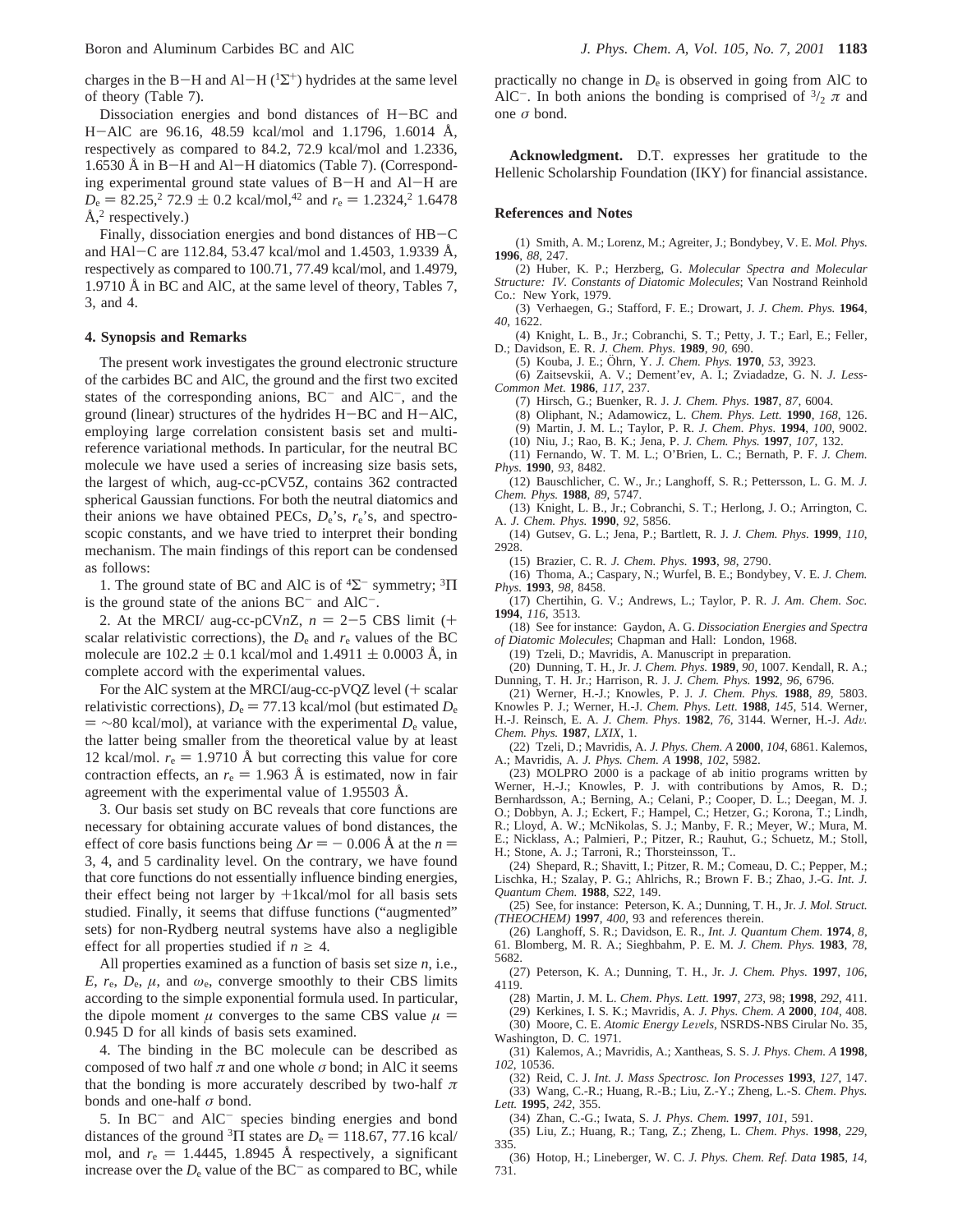charges in the B−H and Al−H ($^1\Sigma^+$) hydrides at the same level of theory (Table 7).

Dissociation energies and bond distances of H−BC and H−AlC are 96.16, 48.59 kcal/mol and 1.1796, 1.6014 Å, respectively as compared to 84.2, 72.9 kcal/mol and 1.2336, 1.6530 Å in B−H and Al−H diatomics (Table 7). (Corresponding experimental ground state values of B−H and Al−H are $D_e$ = 82.25,[2] 72.9 ± 0.2 kcal/mol,[42] and $r_e$ = 1.2324,[2] 1.6478 Å,[2] respectively.)

Finally, dissociation energies and bond distances of HB−C and HAl−C are 112.84, 53.47 kcal/mol and 1.4503, 1.9339 Å, respectively as compared to 100.71, 77.49 kcal/mol, and 1.4979, 1.9710 Å in BC and AlC, at the same level of theory, Tables 7, 3, and 4.

## 4. Synopsis and Remarks

The present work investigates the ground electronic structure of the carbides BC and AlC, the ground and the first two excited states of the corresponding anions, $BC^-$ and $AlC^-$, and the ground (linear) structures of the hydrides H−BC and H−AlC, employing large correlation consistent basis set and multireference variational methods. In particular, for the neutral BC molecule we have used a series of increasing size basis sets, the largest of which, aug-cc-pCV5Z, contains 362 contracted spherical Gaussian functions. For both the neutral diatomics and their anions we have obtained PECs, $D_e$'s, $r_e$'s, and spectroscopic constants, and we have tried to interpret their bonding mechanism. The main findings of this report can be condensed as follows:

1. The ground state of BC and AlC is of $^4\Sigma^-$ symmetry; $^3\Pi$ is the ground state of the anions $BC^-$ and $AlC^-$.

2. At the MRCI/ aug-cc-pCV$n$Z, $n$ = 2−5 CBS limit (+ scalar relativistic corrections), the $D_e$ and $r_e$ values of the BC molecule are 102.2 ± 0.1 kcal/mol and 1.4911 ± 0.0003 Å, in complete accord with the experimental values.

For the AlC system at the MRCI/aug-cc-pVQZ level (+ scalar relativistic corrections), $D_e$ = 77.13 kcal/mol (but estimated $D_e$ = ~80 kcal/mol), at variance with the experimental $D_e$ value, the latter being smaller from the theoretical value by at least 12 kcal/mol. $r_e$ = 1.9710 Å but correcting this value for core contraction effects, an $r_e$ = 1.963 Å is estimated, now in fair agreement with the experimental value of 1.95503 Å.

3. Our basis set study on BC reveals that core functions are necessary for obtaining accurate values of bond distances, the effect of core basis functions being $\Delta r$ = − 0.006 Å at the $n$ = 3, 4, and 5 cardinality level. On the contrary, we have found that core functions do not essentially influence binding energies, their effect being not larger by +1kcal/mol for all basis sets studied. Finally, it seems that diffuse functions ("augmented" sets) for non-Rydberg neutral systems have also a negligible effect for all properties studied if $n \geq 4$.

All properties examined as a function of basis set size $n$, i.e., $E$, $r_e$, $D_e$, $\mu$, and $\omega_e$, converge smoothly to their CBS limits according to the simple exponential formula used. In particular, the dipole moment $\mu$ converges to the same CBS value $\mu$ = 0.945 D for all kinds of basis sets examined.

4. The binding in the BC molecule can be described as composed of two half $\pi$ and one whole $\sigma$ bond; in AlC it seems that the bonding is more accurately described by two-half $\pi$ bonds and one-half $\sigma$ bond.

5. In $BC^-$ and $AlC^-$ species binding energies and bond distances of the ground $^3\Pi$ states are $D_e$ = 118.67, 77.16 kcal/mol, and $r_e$ = 1.4445, 1.8945 Å respectively, a significant increase over the $D_e$ value of the $BC^-$ as compared to BC, while practically no change in $D_e$ is observed in going from AlC to $AlC^-$. In both anions the bonding is comprised of $^3/_2$ $\pi$ and one $\sigma$ bond.

**Acknowledgment.** D.T. expresses her gratitude to the Hellenic Scholarship Foundation (IKY) for financial assistance.

## References and Notes

(1) Smith, A. M.; Lorenz, M.; Agreiter, J.; Bondybey, V. E. *Mol. Phys.* **1996**, *88*, 247.

(2) Huber, K. P.; Herzberg, G. *Molecular Spectra and Molecular Structure: IV. Constants of Diatomic Molecules*; Van Nostrand Reinhold Co.: New York, 1979.

(3) Verhaegen, G.; Stafford, F. E.; Drowart, J. *J. Chem. Phys.* **1964**, *40*, 1622.

(4) Knight, L. B., Jr.; Cobranchi, S. T.; Petty, J. T.; Earl, E.; Feller, D.; Davidson, E. R. *J. Chem. Phys.* **1989**, *90*, 690.

(5) Kouba, J. E.; Öhrn, Y. *J. Chem. Phys.* **1970**, *53*, 3923.

(6) Zaitsevskii, A. V.; Dement'ev, A. I.; Zviadadze, G. N. *J. Less-Common Met.* **1986**, *117*, 237.

(7) Hirsch, G.; Buenker, R. J. *J. Chem. Phys.* **1987**, *87*, 6004.

(8) Oliphant, N.; Adamowicz, L. *Chem. Phys. Lett.* **1990**, *168*, 126.

(9) Martin, J. M. L.; Taylor, P. R. *J. Chem. Phys.* **1994**, *100*, 9002.

(10) Niu, J.; Rao, B. K.; Jena, P. *J. Chem. Phys.* **1997**, *107*, 132.

(11) Fernando, W. T. M. L.; O'Brien, L. C.; Bernath, P. F. *J. Chem. Phys.* **1990**, *93*, 8482.

(12) Bauschlicher, C. W., Jr.; Langhoff, S. R.; Pettersson, L. G. M. *J. Chem. Phys.* **1988**, *89*, 5747.

(13) Knight, L. B., Jr.; Cobranchi, S. T.; Herlong, J. O.; Arrington, C. A. *J. Chem. Phys.* **1990**, *92*, 5856.

(14) Gutsev, G. L.; Jena, P.; Bartlett, R. J. *J. Chem. Phys.* **1999**, *110*, 2928.

(15) Brazier, C. R. *J. Chem. Phys.* **1993**, *98*, 2790.

(16) Thoma, A.; Caspary, N.; Wurfel, B. E.; Bondybey, V. E. *J. Chem. Phys.* **1993**, *98*, 8458.

(17) Chertihin, G. V.; Andrews, L.; Taylor, P. R. *J. Am. Chem. Soc.* **1994**, *116*, 3513.

(18) See for instance: Gaydon, A. G. *Dissociation Energies and Spectra of Diatomic Molecules*; Chapman and Hall: London, 1968.

(19) Tzeli, D.; Mavridis, A. Manuscript in preparation.

(20) Dunning, T. H., Jr. *J. Chem. Phys.* **1989**, *90*, 1007. Kendall, R. A.; Dunning, T. H. Jr.; Harrison, R. J. *J. Chem. Phys.* **1992**, *96*, 6796.

(21) Werner, H.-J.; Knowles, P. J. *J. Chem. Phys.* **1988**, *89*, 5803. Knowles P. J.; Werner, H.-J. *Chem. Phys. Lett.* **1988**, *145*, 514. Werner, H.-J. Reinsch, E. A. *J. Chem. Phys.* **1982**, *76*, 3144. Werner, H.-J. *Adv. Chem. Phys.* **1987**, *LXIX*, 1.

(22) Tzeli, D.; Mavridis, A. *J. Phys. Chem. A* **2000**, *104*, 6861. Kalemos, A.; Mavridis, A. *J. Phys. Chem. A* **1998**, *102*, 5982.

(23) MOLPRO 2000 is a package of ab initio programs written by Werner, H.-J.; Knowles, P. J. with contributions by Amos, R. D.; Bernhardsson, A.; Berning, A.; Celani, P.; Cooper, D. L.; Deegan, M. J. O.; Dobbyn, A. J.; Eckert, F.; Hampel, C.; Hetzer, G.; Korona, T.; Lindh, R.; Lloyd, A. W.; McNikolas, S. J.; Manby, F. R.; Meyer, W.; Mura, M. E.; Nicklass, A.; Palmieri, P.; Pitzer, R.; Rauhut, G.; Schuetz, M.; Stoll, H.; Stone, A. J.; Tarroni, R.; Thorsteinsson, T..

(24) Shepard, R.; Shavitt, I.; Pitzer, R. M.; Comeau, D. C.; Pepper, M.; Lischka, H.; Szalay, P. G.; Ahlrichs, R.; Brown F. B.; Zhao, J.-G. *Int. J. Quantum Chem.* **1988**, *S22*, 149.

(25) See, for instance: Peterson, K. A.; Dunning, T. H., Jr. *J. Mol. Struct. (THEOCHEM)* **1997**, *400*, 93 and references therein.

(26) Langhoff, S. R.; Davidson, E. R., *Int. J. Quantum Chem.* **1974**, *8*, 61. Blomberg, M. R. A.; Sieghbahm, P. E. M. *J. Chem. Phys.* **1983**, *78*, 5682.

(27) Peterson, K. A.; Dunning, T. H., Jr. *J. Chem. Phys.* **1997**, *106*, 4119.

(28) Martin, J. M. L. *Chem. Phys. Lett.* **1997**, *273*, 98; **1998**, *292*, 411.

(29) Kerkines, I. S. K.; Mavridis, A. *J. Phys. Chem. A* **2000**, *104*, 408.

(30) Moore, C. E. *Atomic Energy Levels*, NSRDS-NBS Cirular No. 35, Washington, D. C. 1971.

(31) Kalemos, A.; Mavridis, A.; Xantheas, S. S. *J. Phys. Chem. A* **1998**, *102*, 10536.

(32) Reid, C. J. *Int. J. Mass Spectrosc. Ion Processes* **1993**, *127*, 147.

(33) Wang, C.-R.; Huang, R.-B.; Liu, Z.-Y.; Zheng, L.-S. *Chem. Phys. Lett.* **1995**, *242*, 355.

(34) Zhan, C.-G.; Iwata, S. *J. Phys. Chem.* **1997**, *101*, 591.

(35) Liu, Z.; Huang, R.; Tang, Z.; Zheng, L. *Chem. Phys.* **1998**, *229*, 335.

(36) Hotop, H.; Lineberger, W. C. *J. Phys. Chem. Ref. Data* **1985**, *14*, 731.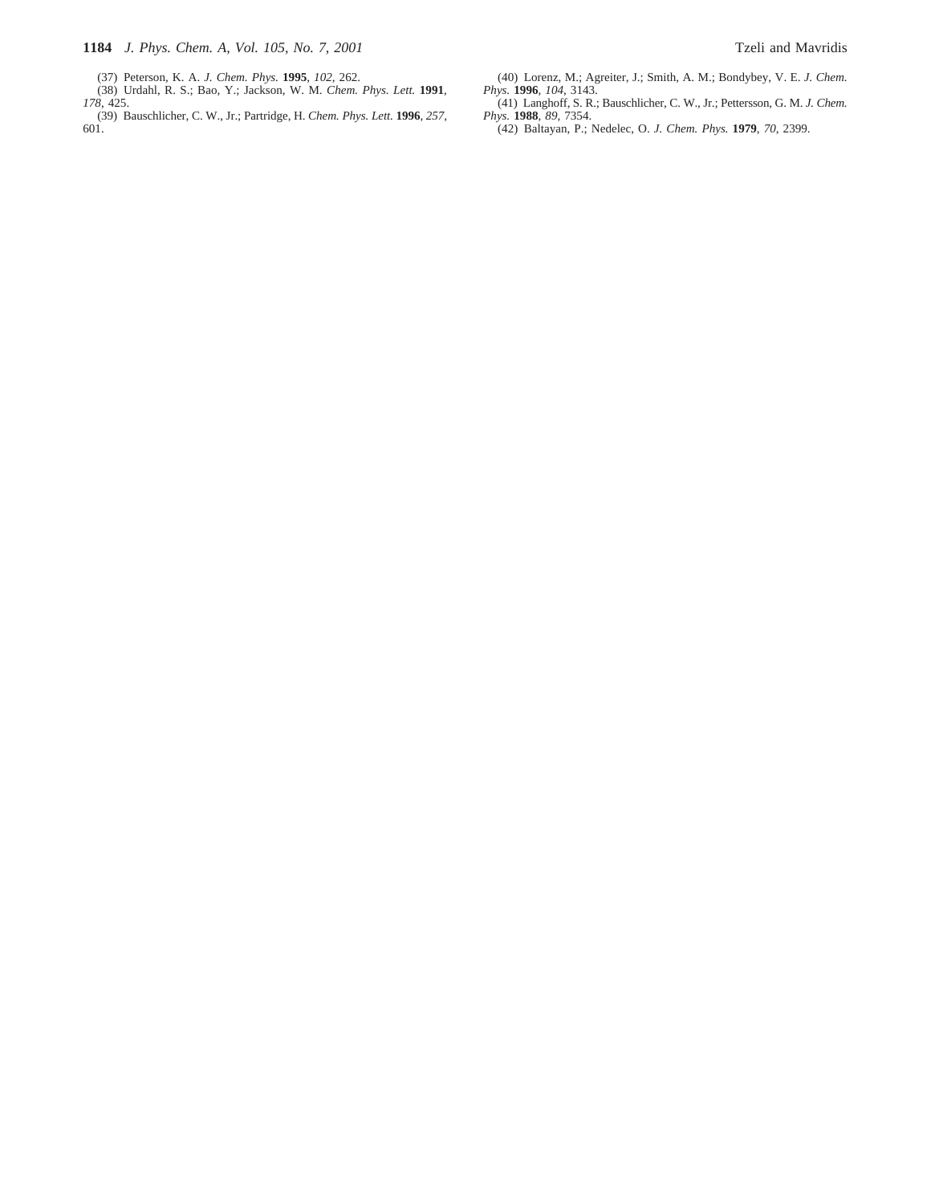(37) Peterson, K. A. *J. Chem. Phys.* **1995**, *102*, 262.

(38) Urdahl, R. S.; Bao, Y.; Jackson, W. M. *Chem. Phys. Lett.* **1991**, *178*, 425.

(39) Bauschlicher, C. W., Jr.; Partridge, H. *Chem. Phys. Lett.* **1996**, *257*, 601.

(40) Lorenz, M.; Agreiter, J.; Smith, A. M.; Bondybey, V. E. *J. Chem. Phys.* **1996**, *104*, 3143.

(41) Langhoff, S. R.; Bauschlicher, C. W., Jr.; Pettersson, G. M. *J. Chem. Phys.* **1988**, *89*, 7354.

(42) Baltayan, P.; Nedelec, O. *J. Chem. Phys.* **1979**, *70*, 2399.